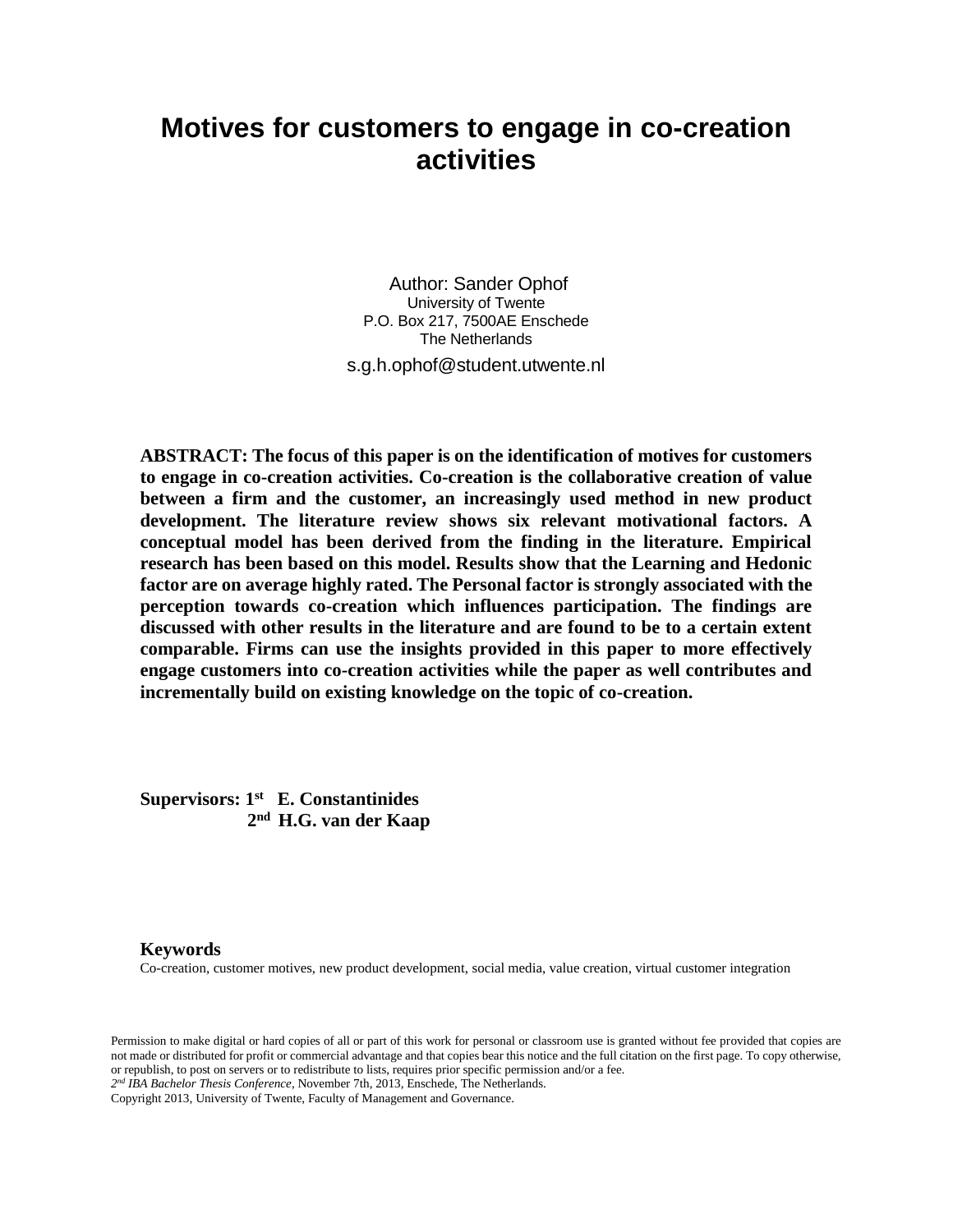# Motives for customers to engage in co-creation activities

Author: Sander Ophof
University of Twente
P.O. Box 217, 7500AE Enschede
The Netherlands
s.g.h.ophof@student.utwente.nl

**ABSTRACT: The focus of this paper is on the identification of motives for customers to engage in co-creation activities. Co-creation is the collaborative creation of value between a firm and the customer, an increasingly used method in new product development. The literature review shows six relevant motivational factors. A conceptual model has been derived from the finding in the literature. Empirical research has been based on this model. Results show that the Learning and Hedonic factor are on average highly rated. The Personal factor is strongly associated with the perception towards co-creation which influences participation. The findings are discussed with other results in the literature and are found to be to a certain extent comparable. Firms can use the insights provided in this paper to more effectively engage customers into co-creation activities while the paper as well contributes and incrementally build on existing knowledge on the topic of co-creation.**

**Supervisors: 1st E. Constantinides**
**2nd H.G. van der Kaap**

**Keywords**

Co-creation, customer motives, new product development, social media, value creation, virtual customer integration

Permission to make digital or hard copies of all or part of this work for personal or classroom use is granted without fee provided that copies are not made or distributed for profit or commercial advantage and that copies bear this notice and the full citation on the first page. To copy otherwise, or republish, to post on servers or to redistribute to lists, requires prior specific permission and/or a fee.
*2nd IBA Bachelor Thesis Conference*, November 7th, 2013, Enschede, The Netherlands.
Copyright 2013, University of Twente, Faculty of Management and Governance.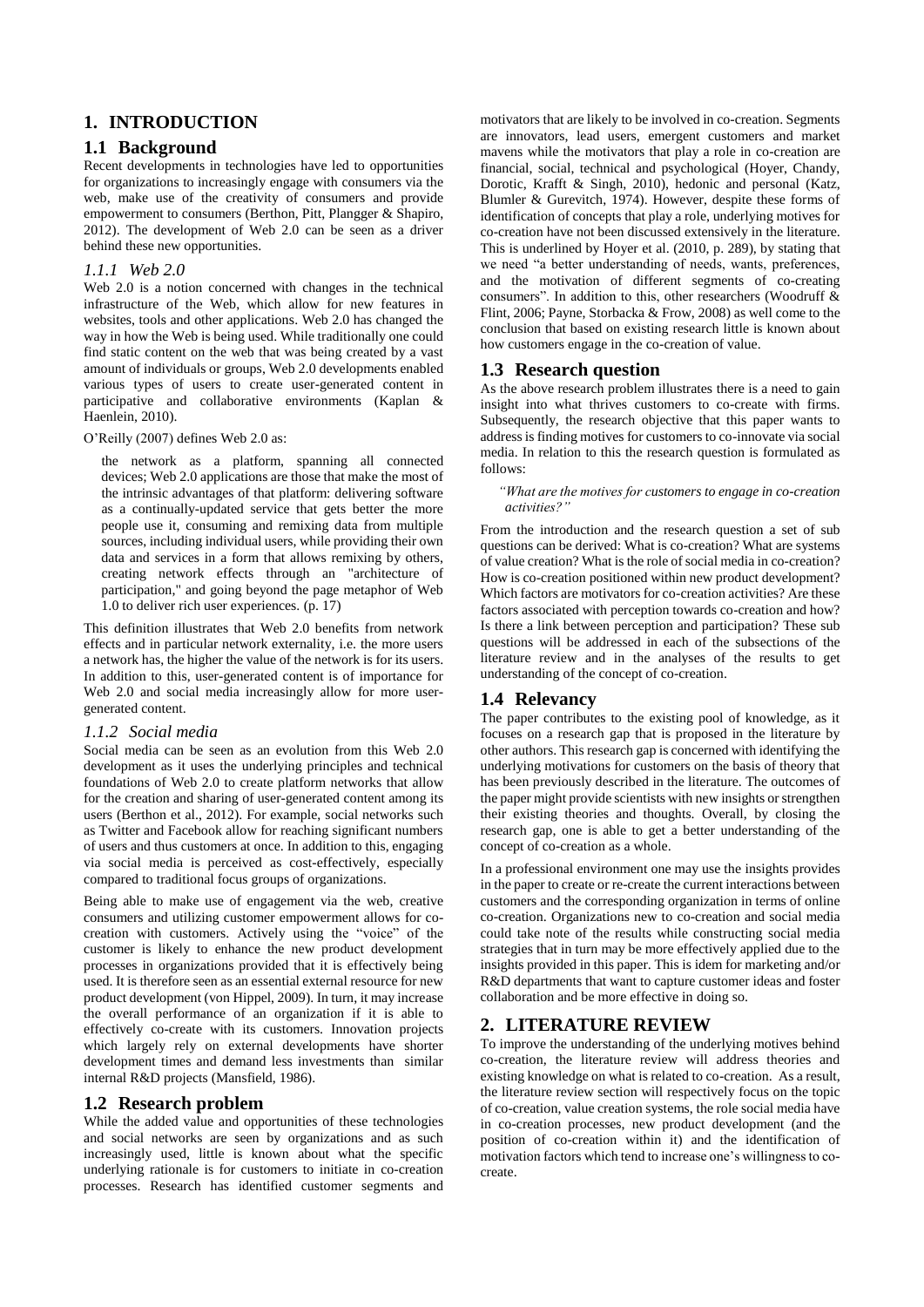# 1. INTRODUCTION

## 1.1 Background

Recent developments in technologies have led to opportunities for organizations to increasingly engage with consumers via the web, make use of the creativity of consumers and provide empowerment to consumers (Berthon, Pitt, Plangger & Shapiro, 2012). The development of Web 2.0 can be seen as a driver behind these new opportunities.

### *1.1.1 Web 2.0*

Web 2.0 is a notion concerned with changes in the technical infrastructure of the Web, which allow for new features in websites, tools and other applications. Web 2.0 has changed the way in how the Web is being used. While traditionally one could find static content on the web that was being created by a vast amount of individuals or groups, Web 2.0 developments enabled various types of users to create user-generated content in participative and collaborative environments (Kaplan & Haenlein, 2010).

O'Reilly (2007) defines Web 2.0 as:

> the network as a platform, spanning all connected devices; Web 2.0 applications are those that make the most of the intrinsic advantages of that platform: delivering software as a continually-updated service that gets better the more people use it, consuming and remixing data from multiple sources, including individual users, while providing their own data and services in a form that allows remixing by others, creating network effects through an "architecture of participation," and going beyond the page metaphor of Web 1.0 to deliver rich user experiences. (p. 17)

This definition illustrates that Web 2.0 benefits from network effects and in particular network externality, i.e. the more users a network has, the higher the value of the network is for its users. In addition to this, user-generated content is of importance for Web 2.0 and social media increasingly allow for more user-generated content.

### *1.1.2 Social media*

Social media can be seen as an evolution from this Web 2.0 development as it uses the underlying principles and technical foundations of Web 2.0 to create platform networks that allow for the creation and sharing of user-generated content among its users (Berthon et al., 2012). For example, social networks such as Twitter and Facebook allow for reaching significant numbers of users and thus customers at once. In addition to this, engaging via social media is perceived as cost-effectively, especially compared to traditional focus groups of organizations.

Being able to make use of engagement via the web, creative consumers and utilizing customer empowerment allows for co-creation with customers. Actively using the "voice" of the customer is likely to enhance the new product development processes in organizations provided that it is effectively being used. It is therefore seen as an essential external resource for new product development (von Hippel, 2009). In turn, it may increase the overall performance of an organization if it is able to effectively co-create with its customers. Innovation projects which largely rely on external developments have shorter development times and demand less investments than similar internal R&D projects (Mansfield, 1986).

## 1.2 Research problem

While the added value and opportunities of these technologies and social networks are seen by organizations and as such increasingly used, little is known about what the specific underlying rationale is for customers to initiate in co-creation processes. Research has identified customer segments and motivators that are likely to be involved in co-creation. Segments are innovators, lead users, emergent customers and market mavens while the motivators that play a role in co-creation are financial, social, technical and psychological (Hoyer, Chandy, Dorotic, Krafft & Singh, 2010), hedonic and personal (Katz, Blumler & Gurevitch, 1974). However, despite these forms of identification of concepts that play a role, underlying motives for co-creation have not been discussed extensively in the literature. This is underlined by Hoyer et al. (2010, p. 289), by stating that we need "a better understanding of needs, wants, preferences, and the motivation of different segments of co-creating consumers". In addition to this, other researchers (Woodruff & Flint, 2006; Payne, Storbacka & Frow, 2008) as well come to the conclusion that based on existing research little is known about how customers engage in the co-creation of value.

## 1.3 Research question

As the above research problem illustrates there is a need to gain insight into what thrives customers to co-create with firms. Subsequently, the research objective that this paper wants to address is finding motives for customers to co-innovate via social media. In relation to this the research question is formulated as follows:

> *"What are the motives for customers to engage in co-creation activities?"*

From the introduction and the research question a set of sub questions can be derived: What is co-creation? What are systems of value creation? What is the role of social media in co-creation? How is co-creation positioned within new product development? Which factors are motivators for co-creation activities? Are these factors associated with perception towards co-creation and how? Is there a link between perception and participation? These sub questions will be addressed in each of the subsections of the literature review and in the analyses of the results to get understanding of the concept of co-creation.

## 1.4 Relevancy

The paper contributes to the existing pool of knowledge, as it focuses on a research gap that is proposed in the literature by other authors. This research gap is concerned with identifying the underlying motivations for customers on the basis of theory that has been previously described in the literature. The outcomes of the paper might provide scientists with new insights or strengthen their existing theories and thoughts. Overall, by closing the research gap, one is able to get a better understanding of the concept of co-creation as a whole.

In a professional environment one may use the insights provides in the paper to create or re-create the current interactions between customers and the corresponding organization in terms of online co-creation. Organizations new to co-creation and social media could take note of the results while constructing social media strategies that in turn may be more effectively applied due to the insights provided in this paper. This is idem for marketing and/or R&D departments that want to capture customer ideas and foster collaboration and be more effective in doing so.

# 2. LITERATURE REVIEW

To improve the understanding of the underlying motives behind co-creation, the literature review will address theories and existing knowledge on what is related to co-creation. As a result, the literature review section will respectively focus on the topic of co-creation, value creation systems, the role social media have in co-creation processes, new product development (and the position of co-creation within it) and the identification of motivation factors which tend to increase one's willingness to co-create.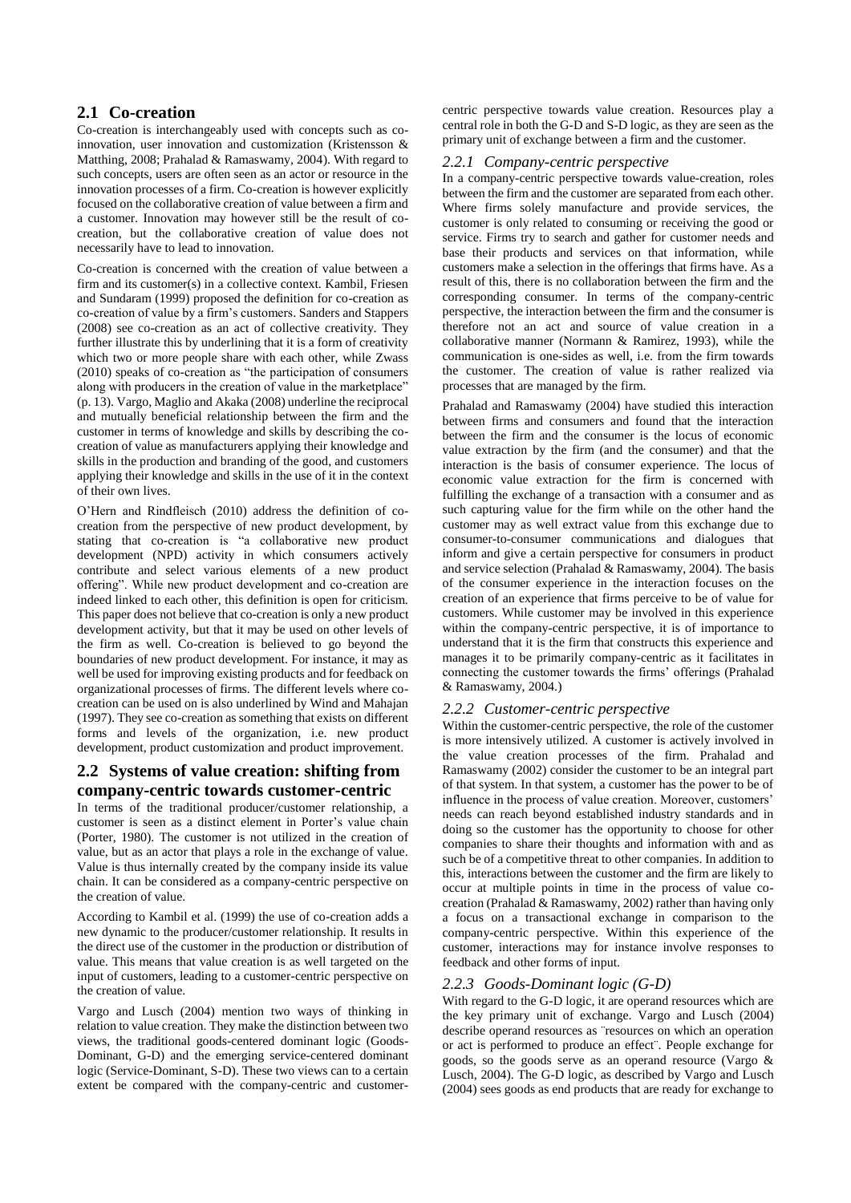## 2.1 Co-creation

Co-creation is interchangeably used with concepts such as co-innovation, user innovation and customization (Kristensson & Matthing, 2008; Prahalad & Ramaswamy, 2004). With regard to such concepts, users are often seen as an actor or resource in the innovation processes of a firm. Co-creation is however explicitly focused on the collaborative creation of value between a firm and a customer. Innovation may however still be the result of co-creation, but the collaborative creation of value does not necessarily have to lead to innovation.

Co-creation is concerned with the creation of value between a firm and its customer(s) in a collective context. Kambil, Friesen and Sundaram (1999) proposed the definition for co-creation as co-creation of value by a firm's customers. Sanders and Stappers (2008) see co-creation as an act of collective creativity. They further illustrate this by underlining that it is a form of creativity which two or more people share with each other, while Zwass (2010) speaks of co-creation as "the participation of consumers along with producers in the creation of value in the marketplace" (p. 13). Vargo, Maglio and Akaka (2008) underline the reciprocal and mutually beneficial relationship between the firm and the customer in terms of knowledge and skills by describing the co-creation of value as manufacturers applying their knowledge and skills in the production and branding of the good, and customers applying their knowledge and skills in the use of it in the context of their own lives.

O'Hern and Rindfleisch (2010) address the definition of co-creation from the perspective of new product development, by stating that co-creation is "a collaborative new product development (NPD) activity in which consumers actively contribute and select various elements of a new product offering". While new product development and co-creation are indeed linked to each other, this definition is open for criticism. This paper does not believe that co-creation is only a new product development activity, but that it may be used on other levels of the firm as well. Co-creation is believed to go beyond the boundaries of new product development. For instance, it may as well be used for improving existing products and for feedback on organizational processes of firms. The different levels where co-creation can be used on is also underlined by Wind and Mahajan (1997). They see co-creation as something that exists on different forms and levels of the organization, i.e. new product development, product customization and product improvement.

## 2.2 Systems of value creation: shifting from company-centric towards customer-centric

In terms of the traditional producer/customer relationship, a customer is seen as a distinct element in Porter's value chain (Porter, 1980). The customer is not utilized in the creation of value, but as an actor that plays a role in the exchange of value. Value is thus internally created by the company inside its value chain. It can be considered as a company-centric perspective on the creation of value.

According to Kambil et al. (1999) the use of co-creation adds a new dynamic to the producer/customer relationship. It results in the direct use of the customer in the production or distribution of value. This means that value creation is as well targeted on the input of customers, leading to a customer-centric perspective on the creation of value.

Vargo and Lusch (2004) mention two ways of thinking in relation to value creation. They make the distinction between two views, the traditional goods-centered dominant logic (Goods-Dominant, G-D) and the emerging service-centered dominant logic (Service-Dominant, S-D). These two views can to a certain extent be compared with the company-centric and customer-centric perspective towards value creation. Resources play a central role in both the G-D and S-D logic, as they are seen as the primary unit of exchange between a firm and the customer.

### *2.2.1 Company-centric perspective*

In a company-centric perspective towards value-creation, roles between the firm and the customer are separated from each other. Where firms solely manufacture and provide services, the customer is only related to consuming or receiving the good or service. Firms try to search and gather for customer needs and base their products and services on that information, while customers make a selection in the offerings that firms have. As a result of this, there is no collaboration between the firm and the corresponding consumer. In terms of the company-centric perspective, the interaction between the firm and the consumer is therefore not an act and source of value creation in a collaborative manner (Normann & Ramirez, 1993), while the communication is one-sides as well, i.e. from the firm towards the customer. The creation of value is rather realized via processes that are managed by the firm.

Prahalad and Ramaswamy (2004) have studied this interaction between firms and consumers and found that the interaction between the firm and the consumer is the locus of economic value extraction by the firm (and the consumer) and that the interaction is the basis of consumer experience. The locus of economic value extraction for the firm is concerned with fulfilling the exchange of a transaction with a consumer and as such capturing value for the firm while on the other hand the customer may as well extract value from this exchange due to consumer-to-consumer communications and dialogues that inform and give a certain perspective for consumers in product and service selection (Prahalad & Ramaswamy, 2004). The basis of the consumer experience in the interaction focuses on the creation of an experience that firms perceive to be of value for customers. While customer may be involved in this experience within the company-centric perspective, it is of importance to understand that it is the firm that constructs this experience and manages it to be primarily company-centric as it facilitates in connecting the customer towards the firms' offerings (Prahalad & Ramaswamy, 2004.)

### *2.2.2 Customer-centric perspective*

Within the customer-centric perspective, the role of the customer is more intensively utilized. A customer is actively involved in the value creation processes of the firm. Prahalad and Ramaswamy (2002) consider the customer to be an integral part of that system. In that system, a customer has the power to be of influence in the process of value creation. Moreover, customers' needs can reach beyond established industry standards and in doing so the customer has the opportunity to choose for other companies to share their thoughts and information with and as such be of a competitive threat to other companies. In addition to this, interactions between the customer and the firm are likely to occur at multiple points in time in the process of value co-creation (Prahalad & Ramaswamy, 2002) rather than having only a focus on a transactional exchange in comparison to the company-centric perspective. Within this experience of the customer, interactions may for instance involve responses to feedback and other forms of input.

### *2.2.3 Goods-Dominant logic (G-D)*

With regard to the G-D logic, it are operand resources which are the key primary unit of exchange. Vargo and Lusch (2004) describe operand resources as ¨resources on which an operation or act is performed to produce an effect¨. People exchange for goods, so the goods serve as an operand resource (Vargo & Lusch, 2004). The G-D logic, as described by Vargo and Lusch (2004) sees goods as end products that are ready for exchange to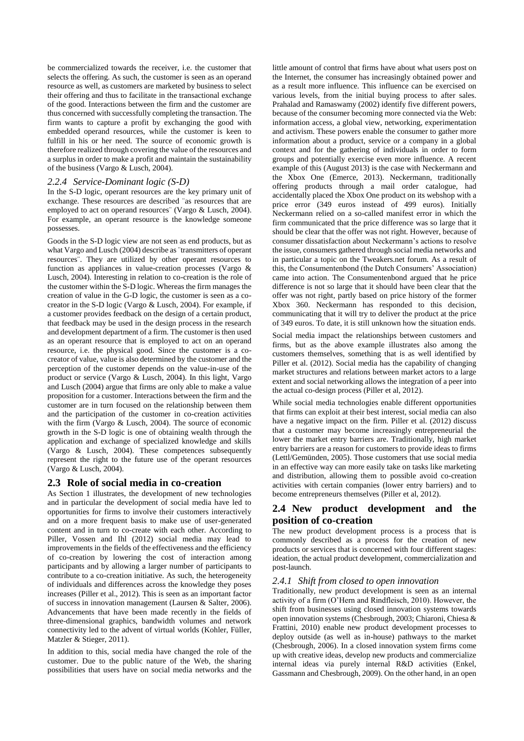be commercialized towards the receiver, i.e. the customer that selects the offering. As such, the customer is seen as an operand resource as well, as customers are marketed by business to select their offering and thus to facilitate in the transactional exchange of the good. Interactions between the firm and the customer are thus concerned with successfully completing the transaction. The firm wants to capture a profit by exchanging the good with embedded operand resources, while the customer is keen to fulfill in his or her need. The source of economic growth is therefore realized through covering the value of the resources and a surplus in order to make a profit and maintain the sustainability of the business (Vargo & Lusch, 2004).

### *2.2.4 Service-Dominant logic (S-D)*

In the S-D logic, operant resources are the key primary unit of exchange. These resources are described ¨as resources that are employed to act on operand resources¨ (Vargo & Lusch, 2004). For example, an operant resource is the knowledge someone possesses.

Goods in the S-D logic view are not seen as end products, but as what Vargo and Lusch (2004) describe as ¨transmitters of operant resources¨. They are utilized by other operant resources to function as appliances in value-creation processes (Vargo & Lusch, 2004). Interesting in relation to co-creation is the role of the customer within the S-D logic. Whereas the firm manages the creation of value in the G-D logic, the customer is seen as a co-creator in the S-D logic (Vargo & Lusch, 2004). For example, if a customer provides feedback on the design of a certain product, that feedback may be used in the design process in the research and development department of a firm. The customer is then used as an operant resource that is employed to act on an operand resource, i.e. the physical good. Since the customer is a co-creator of value, value is also determined by the customer and the perception of the customer depends on the value-in-use of the product or service (Vargo & Lusch, 2004). In this light, Vargo and Lusch (2004) argue that firms are only able to make a value proposition for a customer. Interactions between the firm and the customer are in turn focused on the relationship between them and the participation of the customer in co-creation activities with the firm (Vargo & Lusch, 2004). The source of economic growth in the S-D logic is one of obtaining wealth through the application and exchange of specialized knowledge and skills (Vargo & Lusch, 2004). These competences subsequently represent the right to the future use of the operant resources (Vargo & Lusch, 2004).

## 2.3 Role of social media in co-creation

As Section 1 illustrates, the development of new technologies and in particular the development of social media have led to opportunities for firms to involve their customers interactively and on a more frequent basis to make use of user-generated content and in turn to co-create with each other. According to Piller, Vossen and Ihl (2012) social media may lead to improvements in the fields of the effectiveness and the efficiency of co-creation by lowering the cost of interaction among participants and by allowing a larger number of participants to contribute to a co-creation initiative. As such, the heterogeneity of individuals and differences across the knowledge they poses increases (Piller et al., 2012). This is seen as an important factor of success in innovation management (Laursen & Salter, 2006). Advancements that have been made recently in the fields of three-dimensional graphics, bandwidth volumes and network connectivity led to the advent of virtual worlds (Kohler, Füller, Matzler & Stieger, 2011).

In addition to this, social media have changed the role of the customer. Due to the public nature of the Web, the sharing possibilities that users have on social media networks and the little amount of control that firms have about what users post on the Internet, the consumer has increasingly obtained power and as a result more influence. This influence can be exercised on various levels, from the initial buying process to after sales. Prahalad and Ramaswamy (2002) identify five different powers, because of the consumer becoming more connected via the Web: information access, a global view, networking, experimentation and activism. These powers enable the consumer to gather more information about a product, service or a company in a global context and for the gathering of individuals in order to form groups and potentially exercise even more influence. A recent example of this (August 2013) is the case with Neckermann and the Xbox One (Emerce, 2013). Neckermann, traditionally offering products through a mail order catalogue, had accidentally placed the Xbox One product on its webshop with a price error (349 euros instead of 499 euros). Initially Neckermann relied on a so-called manifest error in which the firm communicated that the price difference was so large that it should be clear that the offer was not right. However, because of consumer dissatisfaction about Neckermann's actions to resolve the issue, consumers gathered through social media networks and in particular a topic on the Tweakers.net forum. As a result of this, the Consumentenbond (the Dutch Consumers' Association) came into action. The Consumentenbond argued that he price difference is not so large that it should have been clear that the offer was not right, partly based on price history of the former Xbox 360. Neckermann has responded to this decision, communicating that it will try to deliver the product at the price of 349 euros. To date, it is still unknown how the situation ends.

Social media impact the relationships between customers and firms, but as the above example illustrates also among the customers themselves, something that is as well identified by Piller et al. (2012). Social media has the capability of changing market structures and relations between market actors to a large extent and social networking allows the integration of a peer into the actual co-design process (Piller et al, 2012).

While social media technologies enable different opportunities that firms can exploit at their best interest, social media can also have a negative impact on the firm. Piller et al. (2012) discuss that a customer may become increasingly entrepreneurial the lower the market entry barriers are. Traditionally, high market entry barriers are a reason for customers to provide ideas to firms (Lettl/Gemünden, 2005). Those customers that use social media in an effective way can more easily take on tasks like marketing and distribution, allowing them to possible avoid co-creation activities with certain companies (lower entry barriers) and to become entrepreneurs themselves (Piller et al, 2012).

## 2.4 New product development and the position of co-creation

The new product development process is a process that is commonly described as a process for the creation of new products or services that is concerned with four different stages: ideation, the actual product development, commercialization and post-launch.

### *2.4.1 Shift from closed to open innovation*

Traditionally, new product development is seen as an internal activity of a firm (O'Hern and Rindfleisch, 2010). However, the shift from businesses using closed innovation systems towards open innovation systems (Chesbrough, 2003; Chiaroni, Chiesa & Frattini, 2010) enable new product development processes to deploy outside (as well as in-house) pathways to the market (Chesbrough, 2006). In a closed innovation system firms come up with creative ideas, develop new products and commercialize internal ideas via purely internal R&D activities (Enkel, Gassmann and Chesbrough, 2009). On the other hand, in an open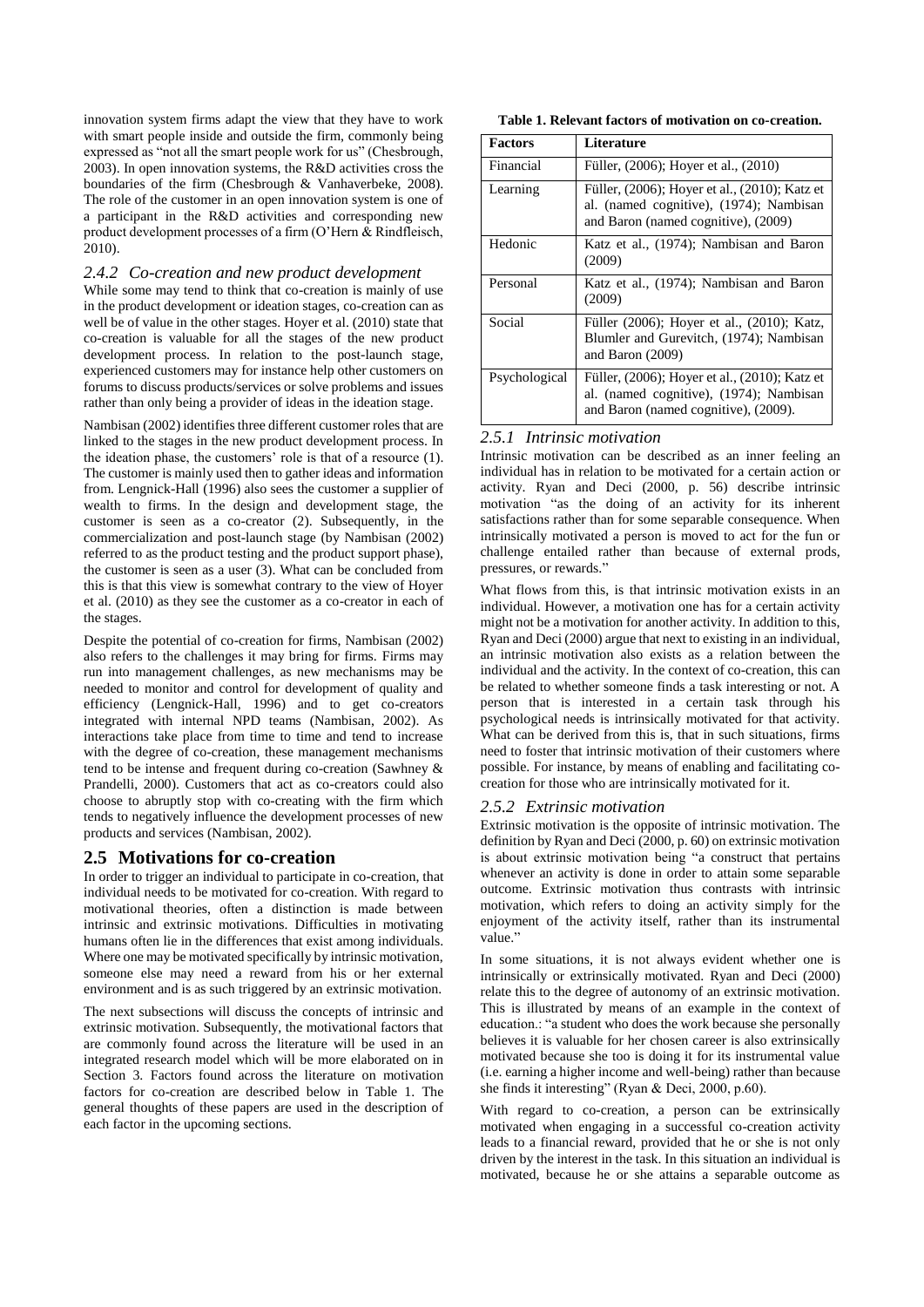innovation system firms adapt the view that they have to work with smart people inside and outside the firm, commonly being expressed as "not all the smart people work for us" (Chesbrough, 2003). In open innovation systems, the R&D activities cross the boundaries of the firm (Chesbrough & Vanhaverbeke, 2008). The role of the customer in an open innovation system is one of a participant in the R&D activities and corresponding new product development processes of a firm (O'Hern & Rindfleisch, 2010).

### *2.4.2 Co-creation and new product development*

While some may tend to think that co-creation is mainly of use in the product development or ideation stages, co-creation can as well be of value in the other stages. Hoyer et al. (2010) state that co-creation is valuable for all the stages of the new product development process. In relation to the post-launch stage, experienced customers may for instance help other customers on forums to discuss products/services or solve problems and issues rather than only being a provider of ideas in the ideation stage.

Nambisan (2002) identifies three different customer roles that are linked to the stages in the new product development process. In the ideation phase, the customers' role is that of a resource (1). The customer is mainly used then to gather ideas and information from. Lengnick-Hall (1996) also sees the customer a supplier of wealth to firms. In the design and development stage, the customer is seen as a co-creator (2). Subsequently, in the commercialization and post-launch stage (by Nambisan (2002) referred to as the product testing and the product support phase), the customer is seen as a user (3). What can be concluded from this is that this view is somewhat contrary to the view of Hoyer et al. (2010) as they see the customer as a co-creator in each of the stages.

Despite the potential of co-creation for firms, Nambisan (2002) also refers to the challenges it may bring for firms. Firms may run into management challenges, as new mechanisms may be needed to monitor and control for development of quality and efficiency (Lengnick-Hall, 1996) and to get co-creators integrated with internal NPD teams (Nambisan, 2002). As interactions take place from time to time and tend to increase with the degree of co-creation, these management mechanisms tend to be intense and frequent during co-creation (Sawhney & Prandelli, 2000). Customers that act as co-creators could also choose to abruptly stop with co-creating with the firm which tends to negatively influence the development processes of new products and services (Nambisan, 2002).

## 2.5 Motivations for co-creation

In order to trigger an individual to participate in co-creation, that individual needs to be motivated for co-creation. With regard to motivational theories, often a distinction is made between intrinsic and extrinsic motivations. Difficulties in motivating humans often lie in the differences that exist among individuals. Where one may be motivated specifically by intrinsic motivation, someone else may need a reward from his or her external environment and is as such triggered by an extrinsic motivation.

The next subsections will discuss the concepts of intrinsic and extrinsic motivation. Subsequently, the motivational factors that are commonly found across the literature will be used in an integrated research model which will be more elaborated on in Section 3. Factors found across the literature on motivation factors for co-creation are described below in Table 1. The general thoughts of these papers are used in the description of each factor in the upcoming sections.

**Table 1. Relevant factors of motivation on co-creation.**

| Factors | Literature |
|---|---|
| Financial | Füller, (2006); Hoyer et al., (2010) |
| Learning | Füller, (2006); Hoyer et al., (2010); Katz et al. (named cognitive), (1974); Nambisan and Baron (named cognitive), (2009) |
| Hedonic | Katz et al., (1974); Nambisan and Baron (2009) |
| Personal | Katz et al., (1974); Nambisan and Baron (2009) |
| Social | Füller (2006); Hoyer et al., (2010); Katz, Blumler and Gurevitch, (1974); Nambisan and Baron (2009) |
| Psychological | Füller, (2006); Hoyer et al., (2010); Katz et al. (named cognitive), (1974); Nambisan and Baron (named cognitive), (2009). |

### *2.5.1 Intrinsic motivation*

Intrinsic motivation can be described as an inner feeling an individual has in relation to be motivated for a certain action or activity. Ryan and Deci (2000, p. 56) describe intrinsic motivation "as the doing of an activity for its inherent satisfactions rather than for some separable consequence. When intrinsically motivated a person is moved to act for the fun or challenge entailed rather than because of external prods, pressures, or rewards."

What flows from this, is that intrinsic motivation exists in an individual. However, a motivation one has for a certain activity might not be a motivation for another activity. In addition to this, Ryan and Deci (2000) argue that next to existing in an individual, an intrinsic motivation also exists as a relation between the individual and the activity. In the context of co-creation, this can be related to whether someone finds a task interesting or not. A person that is interested in a certain task through his psychological needs is intrinsically motivated for that activity. What can be derived from this is, that in such situations, firms need to foster that intrinsic motivation of their customers where possible. For instance, by means of enabling and facilitating co-creation for those who are intrinsically motivated for it.

### *2.5.2 Extrinsic motivation*

Extrinsic motivation is the opposite of intrinsic motivation. The definition by Ryan and Deci (2000, p. 60) on extrinsic motivation is about extrinsic motivation being "a construct that pertains whenever an activity is done in order to attain some separable outcome. Extrinsic motivation thus contrasts with intrinsic motivation, which refers to doing an activity simply for the enjoyment of the activity itself, rather than its instrumental value."

In some situations, it is not always evident whether one is intrinsically or extrinsically motivated. Ryan and Deci (2000) relate this to the degree of autonomy of an extrinsic motivation. This is illustrated by means of an example in the context of education.: "a student who does the work because she personally believes it is valuable for her chosen career is also extrinsically motivated because she too is doing it for its instrumental value (i.e. earning a higher income and well-being) rather than because she finds it interesting" (Ryan & Deci, 2000, p.60).

With regard to co-creation, a person can be extrinsically motivated when engaging in a successful co-creation activity leads to a financial reward, provided that he or she is not only driven by the interest in the task. In this situation an individual is motivated, because he or she attains a separable outcome as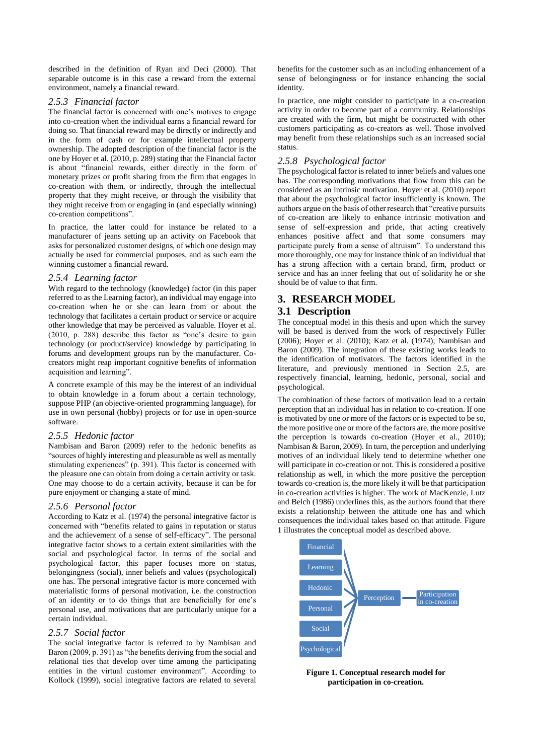described in the definition of Ryan and Deci (2000). That separable outcome is in this case a reward from the external environment, namely a financial reward.

### *2.5.3 Financial factor*

The financial factor is concerned with one's motives to engage into co-creation when the individual earns a financial reward for doing so. That financial reward may be directly or indirectly and in the form of cash or for example intellectual property ownership. The adopted description of the financial factor is the one by Hoyer et al. (2010, p. 289) stating that the Financial factor is about "financial rewards, either directly in the form of monetary prizes or profit sharing from the firm that engages in co-creation with them, or indirectly, through the intellectual property that they might receive, or through the visibility that they might receive from or engaging in (and especially winning) co-creation competitions".

In practice, the latter could for instance be related to a manufacturer of jeans setting up an activity on Facebook that asks for personalized customer designs, of which one design may actually be used for commercial purposes, and as such earn the winning customer a financial reward.

### *2.5.4 Learning factor*

With regard to the technology (knowledge) factor (in this paper referred to as the Learning factor), an individual may engage into co-creation when he or she can learn from or about the technology that facilitates a certain product or service or acquire other knowledge that may be perceived as valuable. Hoyer et al. (2010, p. 288) describe this factor as "one's desire to gain technology (or product/service) knowledge by participating in forums and development groups run by the manufacturer. Co-creators might reap important cognitive benefits of information acquisition and learning".

A concrete example of this may be the interest of an individual to obtain knowledge in a forum about a certain technology, suppose PHP (an objective-oriented programming language), for use in own personal (hobby) projects or for use in open-source software.

### *2.5.5 Hedonic factor*

Nambisan and Baron (2009) refer to the hedonic benefits as "sources of highly interesting and pleasurable as well as mentally stimulating experiences" (p. 391). This factor is concerned with the pleasure one can obtain from doing a certain activity or task. One may choose to do a certain activity, because it can be for pure enjoyment or changing a state of mind.

### *2.5.6 Personal factor*

According to Katz et al. (1974) the personal integrative factor is concerned with "benefits related to gains in reputation or status and the achievement of a sense of self-efficacy". The personal integrative factor shows to a certain extent similarities with the social and psychological factor. In terms of the social and psychological factor, this paper focuses more on status, belongingness (social), inner beliefs and values (psychological) one has. The personal integrative factor is more concerned with materialistic forms of personal motivation, i.e. the construction of an identity or to do things that are beneficially for one's personal use, and motivations that are particularly unique for a certain individual.

### *2.5.7 Social factor*

The social integrative factor is referred to by Nambisan and Baron (2009, p. 391) as "the benefits deriving from the social and relational ties that develop over time among the participating entities in the virtual customer environment". According to Kollock (1999), social integrative factors are related to several benefits for the customer such as an including enhancement of a sense of belongingness or for instance enhancing the social identity.

In practice, one might consider to participate in a co-creation activity in order to become part of a community. Relationships are created with the firm, but might be constructed with other customers participating as co-creators as well. Those involved may benefit from these relationships such as an increased social status.

### *2.5.8 Psychological factor*

The psychological factor is related to inner beliefs and values one has. The corresponding motivations that flow from this can be considered as an intrinsic motivation. Hoyer et al. (2010) report that about the psychological factor insufficiently is known. The authors argue on the basis of other research that "creative pursuits of co-creation are likely to enhance intrinsic motivation and sense of self-expression and pride, that acting creatively enhances positive affect and that some consumers may participate purely from a sense of altruism". To understand this more thoroughly, one may for instance think of an individual that has a strong affection with a certain brand, firm, product or service and has an inner feeling that out of solidarity he or she should be of value to that firm.

## 3. RESEARCH MODEL

### 3.1 Description

The conceptual model in this thesis and upon which the survey will be based is derived from the work of respectively Füller (2006); Hoyer et al. (2010); Katz et al. (1974); Nambisan and Baron (2009). The integration of these existing works leads to the identification of motivators. The factors identified in the literature, and previously mentioned in Section 2.5, are respectively financial, learning, hedonic, personal, social and psychological.

The combination of these factors of motivation lead to a certain perception that an individual has in relation to co-creation. If one is motivated by one or more of the factors or is expected to be so, the more positive one or more of the factors are, the more positive the perception is towards co-creation (Hoyer et al., 2010); Nambisan & Baron, 2009). In turn, the perception and underlying motives of an individual likely tend to determine whether one will participate in co-creation or not. This is considered a positive relationship as well, in which the more positive the perception towards co-creation is, the more likely it will be that participation in co-creation activities is higher. The work of MacKenzie, Lutz and Belch (1986) underlines this, as the authors found that there exists a relationship between the attitude one has and which consequences the individual takes based on that attitude. Figure 1 illustrates the conceptual model as described above.

Financial

Learning

Hedonic

Personal

Social

Psychological

Perception

Participation in co-creation

**Figure 1. Conceptual research model for participation in co-creation.**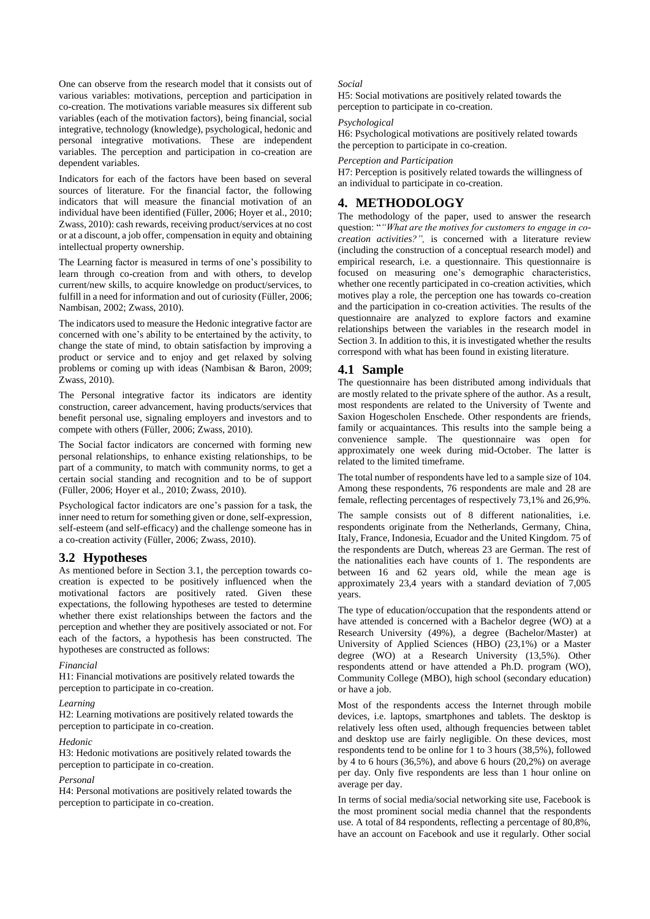One can observe from the research model that it consists out of various variables: motivations, perception and participation in co-creation. The motivations variable measures six different sub variables (each of the motivation factors), being financial, social integrative, technology (knowledge), psychological, hedonic and personal integrative motivations. These are independent variables. The perception and participation in co-creation are dependent variables.

Indicators for each of the factors have been based on several sources of literature. For the financial factor, the following indicators that will measure the financial motivation of an individual have been identified (Füller, 2006; Hoyer et al., 2010; Zwass, 2010): cash rewards, receiving product/services at no cost or at a discount, a job offer, compensation in equity and obtaining intellectual property ownership.

The Learning factor is measured in terms of one's possibility to learn through co-creation from and with others, to develop current/new skills, to acquire knowledge on product/services, to fulfill in a need for information and out of curiosity (Füller, 2006; Nambisan, 2002; Zwass, 2010).

The indicators used to measure the Hedonic integrative factor are concerned with one's ability to be entertained by the activity, to change the state of mind, to obtain satisfaction by improving a product or service and to enjoy and get relaxed by solving problems or coming up with ideas (Nambisan & Baron, 2009; Zwass, 2010).

The Personal integrative factor its indicators are identity construction, career advancement, having products/services that benefit personal use, signaling employers and investors and to compete with others (Füller, 2006; Zwass, 2010).

The Social factor indicators are concerned with forming new personal relationships, to enhance existing relationships, to be part of a community, to match with community norms, to get a certain social standing and recognition and to be of support (Füller, 2006; Hoyer et al., 2010; Zwass, 2010).

Psychological factor indicators are one's passion for a task, the inner need to return for something given or done, self-expression, self-esteem (and self-efficacy) and the challenge someone has in a co-creation activity (Füller, 2006; Zwass, 2010).

## 3.2 Hypotheses

As mentioned before in Section 3.1, the perception towards co-creation is expected to be positively influenced when the motivational factors are positively rated. Given these expectations, the following hypotheses are tested to determine whether there exist relationships between the factors and the perception and whether they are positively associated or not. For each of the factors, a hypothesis has been constructed. The hypotheses are constructed as follows:

*Financial*

H1: Financial motivations are positively related towards the perception to participate in co-creation.

*Learning*

H2: Learning motivations are positively related towards the perception to participate in co-creation.

*Hedonic*

H3: Hedonic motivations are positively related towards the perception to participate in co-creation.

*Personal*

H4: Personal motivations are positively related towards the perception to participate in co-creation.

*Social*

H5: Social motivations are positively related towards the perception to participate in co-creation.

*Psychological*

H6: Psychological motivations are positively related towards the perception to participate in co-creation.

*Perception and Participation*

H7: Perception is positively related towards the willingness of an individual to participate in co-creation.

# 4. METHODOLOGY

The methodology of the paper, used to answer the research question: "*"What are the motives for customers to engage in co-creation activities?"*, is concerned with a literature review (including the construction of a conceptual research model) and empirical research, i.e. a questionnaire. This questionnaire is focused on measuring one's demographic characteristics, whether one recently participated in co-creation activities, which motives play a role, the perception one has towards co-creation and the participation in co-creation activities. The results of the questionnaire are analyzed to explore factors and examine relationships between the variables in the research model in Section 3. In addition to this, it is investigated whether the results correspond with what has been found in existing literature.

## 4.1 Sample

The questionnaire has been distributed among individuals that are mostly related to the private sphere of the author. As a result, most respondents are related to the University of Twente and Saxion Hogescholen Enschede. Other respondents are friends, family or acquaintances. This results into the sample being a convenience sample. The questionnaire was open for approximately one week during mid-October. The latter is related to the limited timeframe.

The total number of respondents have led to a sample size of 104. Among these respondents, 76 respondents are male and 28 are female, reflecting percentages of respectively 73,1% and 26,9%.

The sample consists out of 8 different nationalities, i.e. respondents originate from the Netherlands, Germany, China, Italy, France, Indonesia, Ecuador and the United Kingdom. 75 of the respondents are Dutch, whereas 23 are German. The rest of the nationalities each have counts of 1. The respondents are between 16 and 62 years old, while the mean age is approximately 23,4 years with a standard deviation of 7,005 years.

The type of education/occupation that the respondents attend or have attended is concerned with a Bachelor degree (WO) at a Research University (49%), a degree (Bachelor/Master) at University of Applied Sciences (HBO) (23,1%) or a Master degree (WO) at a Research University (13,5%). Other respondents attend or have attended a Ph.D. program (WO), Community College (MBO), high school (secondary education) or have a job.

Most of the respondents access the Internet through mobile devices, i.e. laptops, smartphones and tablets. The desktop is relatively less often used, although frequencies between tablet and desktop use are fairly negligible. On these devices, most respondents tend to be online for 1 to 3 hours (38,5%), followed by 4 to 6 hours (36,5%), and above 6 hours (20,2%) on average per day. Only five respondents are less than 1 hour online on average per day.

In terms of social media/social networking site use, Facebook is the most prominent social media channel that the respondents use. A total of 84 respondents, reflecting a percentage of 80,8%, have an account on Facebook and use it regularly. Other social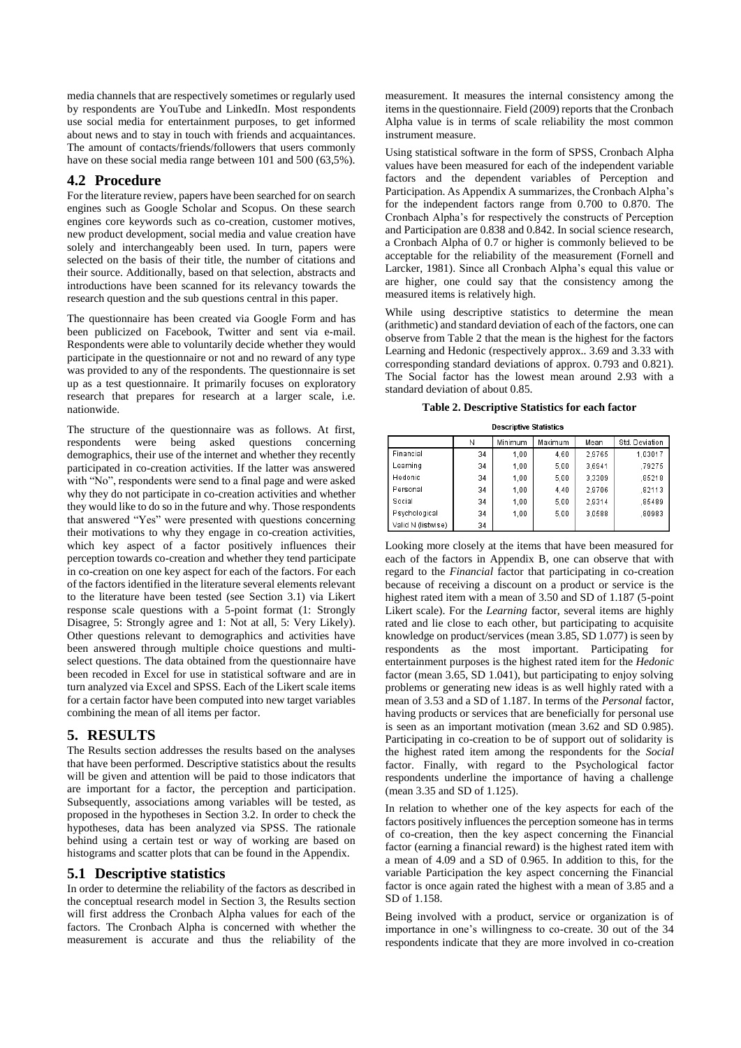media channels that are respectively sometimes or regularly used by respondents are YouTube and LinkedIn. Most respondents use social media for entertainment purposes, to get informed about news and to stay in touch with friends and acquaintances. The amount of contacts/friends/followers that users commonly have on these social media range between 101 and 500 (63,5%).

## 4.2 Procedure

For the literature review, papers have been searched for on search engines such as Google Scholar and Scopus. On these search engines core keywords such as co-creation, customer motives, new product development, social media and value creation have solely and interchangeably been used. In turn, papers were selected on the basis of their title, the number of citations and their source. Additionally, based on that selection, abstracts and introductions have been scanned for its relevancy towards the research question and the sub questions central in this paper.

The questionnaire has been created via Google Form and has been publicized on Facebook, Twitter and sent via e-mail. Respondents were able to voluntarily decide whether they would participate in the questionnaire or not and no reward of any type was provided to any of the respondents. The questionnaire is set up as a test questionnaire. It primarily focuses on exploratory research that prepares for research at a larger scale, i.e. nationwide.

The structure of the questionnaire was as follows. At first, respondents were being asked questions concerning demographics, their use of the internet and whether they recently participated in co-creation activities. If the latter was answered with "No", respondents were send to a final page and were asked why they do not participate in co-creation activities and whether they would like to do so in the future and why. Those respondents that answered "Yes" were presented with questions concerning their motivations to why they engage in co-creation activities, which key aspect of a factor positively influences their perception towards co-creation and whether they tend participate in co-creation on one key aspect for each of the factors. For each of the factors identified in the literature several elements relevant to the literature have been tested (see Section 3.1) via Likert response scale questions with a 5-point format (1: Strongly Disagree, 5: Strongly agree and 1: Not at all, 5: Very Likely). Other questions relevant to demographics and activities have been answered through multiple choice questions and multi-select questions. The data obtained from the questionnaire have been recoded in Excel for use in statistical software and are in turn analyzed via Excel and SPSS. Each of the Likert scale items for a certain factor have been computed into new target variables combining the mean of all items per factor.

# 5. RESULTS

The Results section addresses the results based on the analyses that have been performed. Descriptive statistics about the results will be given and attention will be paid to those indicators that are important for a factor, the perception and participation. Subsequently, associations among variables will be tested, as proposed in the hypotheses in Section 3.2. In order to check the hypotheses, data has been analyzed via SPSS. The rationale behind using a certain test or way of working are based on histograms and scatter plots that can be found in the Appendix.

## 5.1 Descriptive statistics

In order to determine the reliability of the factors as described in the conceptual research model in Section 3, the Results section will first address the Cronbach Alpha values for each of the factors. The Cronbach Alpha is concerned with whether the measurement is accurate and thus the reliability of the measurement. It measures the internal consistency among the items in the questionnaire. Field (2009) reports that the Cronbach Alpha value is in terms of scale reliability the most common instrument measure.

Using statistical software in the form of SPSS, Cronbach Alpha values have been measured for each of the independent variable factors and the dependent variables of Perception and Participation. As Appendix A summarizes, the Cronbach Alpha's for the independent factors range from 0.700 to 0.870. The Cronbach Alpha's for respectively the constructs of Perception and Participation are 0.838 and 0.842. In social science research, a Cronbach Alpha of 0.7 or higher is commonly believed to be acceptable for the reliability of the measurement (Fornell and Larcker, 1981). Since all Cronbach Alpha's equal this value or are higher, one could say that the consistency among the measured items is relatively high.

While using descriptive statistics to determine the mean (arithmetic) and standard deviation of each of the factors, one can observe from Table 2 that the mean is the highest for the factors Learning and Hedonic (respectively approx.. 3.69 and 3.33 with corresponding standard deviations of approx. 0.793 and 0.821). The Social factor has the lowest mean around 2.93 with a standard deviation of about 0.85.

**Table 2. Descriptive Statistics for each factor**

Descriptive Statistics

| | N | Minimum | Maximum | Mean | Std. Deviation |
|---|---|---|---|---|---|
| Financial | 34 | 1,00 | 4,60 | 2,9765 | 1,03017 |
| Learning | 34 | 1,00 | 5,00 | 3,6941 | ,79275 |
| Hedonic | 34 | 1,00 | 5,00 | 3,3309 | ,85218 |
| Personal | 34 | 1,00 | 4,40 | 2,9706 | ,82113 |
| Social | 34 | 1,00 | 5,00 | 2,9314 | ,85489 |
| Psychological | 34 | 1,00 | 5,00 | 3,0588 | ,80983 |
| Valid N (listwise) | 34 | | | | |

Looking more closely at the items that have been measured for each of the factors in Appendix B, one can observe that with regard to the *Financial* factor that participating in co-creation because of receiving a discount on a product or service is the highest rated item with a mean of 3.50 and SD of 1.187 (5-point Likert scale). For the *Learning* factor, several items are highly rated and lie close to each other, but participating to acquisite knowledge on product/services (mean 3.85, SD 1.077) is seen by respondents as the most important. Participating for entertainment purposes is the highest rated item for the *Hedonic* factor (mean 3.65, SD 1.041), but participating to enjoy solving problems or generating new ideas is as well highly rated with a mean of 3.53 and a SD of 1.187. In terms of the *Personal* factor, having products or services that are beneficially for personal use is seen as an important motivation (mean 3.62 and SD 0.985). Participating in co-creation to be of support out of solidarity is the highest rated item among the respondents for the *Social* factor. Finally, with regard to the Psychological factor respondents underline the importance of having a challenge (mean 3.35 and SD of 1.125).

In relation to whether one of the key aspects for each of the factors positively influences the perception someone has in terms of co-creation, then the key aspect concerning the Financial factor (earning a financial reward) is the highest rated item with a mean of 4.09 and a SD of 0.965. In addition to this, for the variable Participation the key aspect concerning the Financial factor is once again rated the highest with a mean of 3.85 and a SD of 1.158.

Being involved with a product, service or organization is of importance in one's willingness to co-create. 30 out of the 34 respondents indicate that they are more involved in co-creation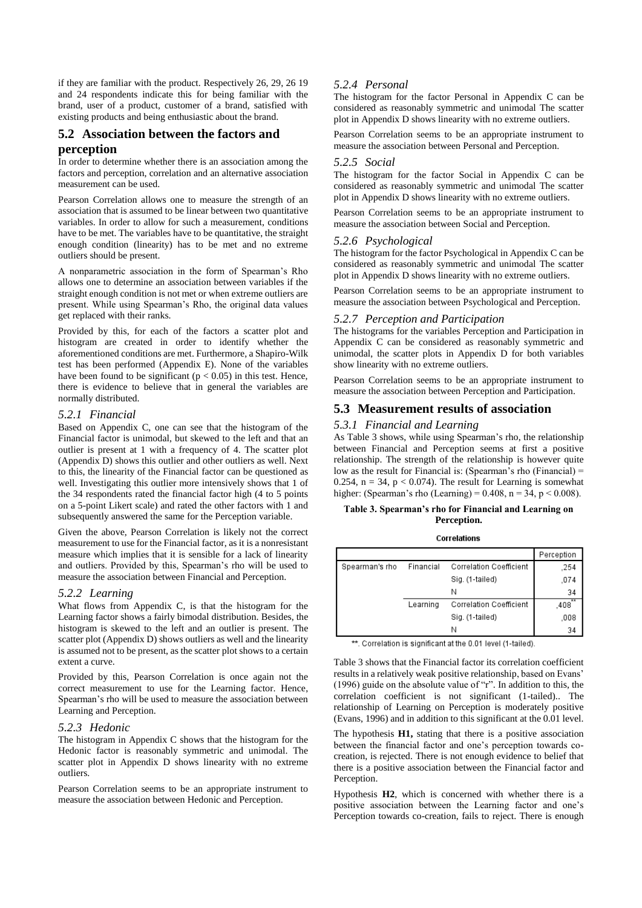if they are familiar with the product. Respectively 26, 29, 26 19 and 24 respondents indicate this for being familiar with the brand, user of a product, customer of a brand, satisfied with existing products and being enthusiastic about the brand.

## 5.2 Association between the factors and perception

In order to determine whether there is an association among the factors and perception, correlation and an alternative association measurement can be used.

Pearson Correlation allows one to measure the strength of an association that is assumed to be linear between two quantitative variables. In order to allow for such a measurement, conditions have to be met. The variables have to be quantitative, the straight enough condition (linearity) has to be met and no extreme outliers should be present.

A nonparametric association in the form of Spearman's Rho allows one to determine an association between variables if the straight enough condition is not met or when extreme outliers are present. While using Spearman's Rho, the original data values get replaced with their ranks.

Provided by this, for each of the factors a scatter plot and histogram are created in order to identify whether the aforementioned conditions are met. Furthermore, a Shapiro-Wilk test has been performed (Appendix E). None of the variables have been found to be significant ($p < 0.05$) in this test. Hence, there is evidence to believe that in general the variables are normally distributed.

### *5.2.1 Financial*

Based on Appendix C, one can see that the histogram of the Financial factor is unimodal, but skewed to the left and that an outlier is present at 1 with a frequency of 4. The scatter plot (Appendix D) shows this outlier and other outliers as well. Next to this, the linearity of the Financial factor can be questioned as well. Investigating this outlier more intensively shows that 1 of the 34 respondents rated the financial factor high (4 to 5 points on a 5-point Likert scale) and rated the other factors with 1 and subsequently answered the same for the Perception variable.

Given the above, Pearson Correlation is likely not the correct measurement to use for the Financial factor, as it is a nonresistant measure which implies that it is sensible for a lack of linearity and outliers. Provided by this, Spearman's rho will be used to measure the association between Financial and Perception.

### *5.2.2 Learning*

What flows from Appendix C, is that the histogram for the Learning factor shows a fairly bimodal distribution. Besides, the histogram is skewed to the left and an outlier is present. The scatter plot (Appendix D) shows outliers as well and the linearity is assumed not to be present, as the scatter plot shows to a certain extent a curve.

Provided by this, Pearson Correlation is once again not the correct measurement to use for the Learning factor. Hence, Spearman's rho will be used to measure the association between Learning and Perception.

### *5.2.3 Hedonic*

The histogram in Appendix C shows that the histogram for the Hedonic factor is reasonably symmetric and unimodal. The scatter plot in Appendix D shows linearity with no extreme outliers.

Pearson Correlation seems to be an appropriate instrument to measure the association between Hedonic and Perception.

### *5.2.4 Personal*

The histogram for the factor Personal in Appendix C can be considered as reasonably symmetric and unimodal The scatter plot in Appendix D shows linearity with no extreme outliers.

Pearson Correlation seems to be an appropriate instrument to measure the association between Personal and Perception.

### *5.2.5 Social*

The histogram for the factor Social in Appendix C can be considered as reasonably symmetric and unimodal The scatter plot in Appendix D shows linearity with no extreme outliers.

Pearson Correlation seems to be an appropriate instrument to measure the association between Social and Perception.

### *5.2.6 Psychological*

The histogram for the factor Psychological in Appendix C can be considered as reasonably symmetric and unimodal The scatter plot in Appendix D shows linearity with no extreme outliers.

Pearson Correlation seems to be an appropriate instrument to measure the association between Psychological and Perception.

### *5.2.7 Perception and Participation*

The histograms for the variables Perception and Participation in Appendix C can be considered as reasonably symmetric and unimodal, the scatter plots in Appendix D for both variables show linearity with no extreme outliers.

Pearson Correlation seems to be an appropriate instrument to measure the association between Perception and Participation.

## 5.3 Measurement results of association

### *5.3.1 Financial and Learning*

As Table 3 shows, while using Spearman's rho, the relationship between Financial and Perception seems at first a positive relationship. The strength of the relationship is however quite low as the result for Financial is: (Spearman's rho (Financial) = 0.254, n = 34, $p < 0.074$). The result for Learning is somewhat higher: (Spearman's rho (Learning) = 0.408, n = 34, $p < 0.008$).

**Table 3. Spearman's rho for Financial and Learning on Perception.**

**Correlations**

| | | | Perception |
|---|---|---|---|
| Spearman's rho | Financial | Correlation Coefficient | ,254 |
| | | Sig. (1-tailed) | ,074 |
| | | N | 34 |
| | Learning | Correlation Coefficient | ,408** |
| | | Sig. (1-tailed) | ,008 |
| | | N | 34 |

**. Correlation is significant at the 0.01 level (1-tailed).

Table 3 shows that the Financial factor its correlation coefficient results in a relatively weak positive relationship, based on Evans' (1996) guide on the absolute value of "r". In addition to this, the correlation coefficient is not significant (1-tailed).. The relationship of Learning on Perception is moderately positive (Evans, 1996) and in addition to this significant at the 0.01 level.

The hypothesis **H1,** stating that there is a positive association between the financial factor and one's perception towards co-creation, is rejected. There is not enough evidence to belief that there is a positive association between the Financial factor and Perception.

Hypothesis **H2**, which is concerned with whether there is a positive association between the Learning factor and one's Perception towards co-creation, fails to reject. There is enough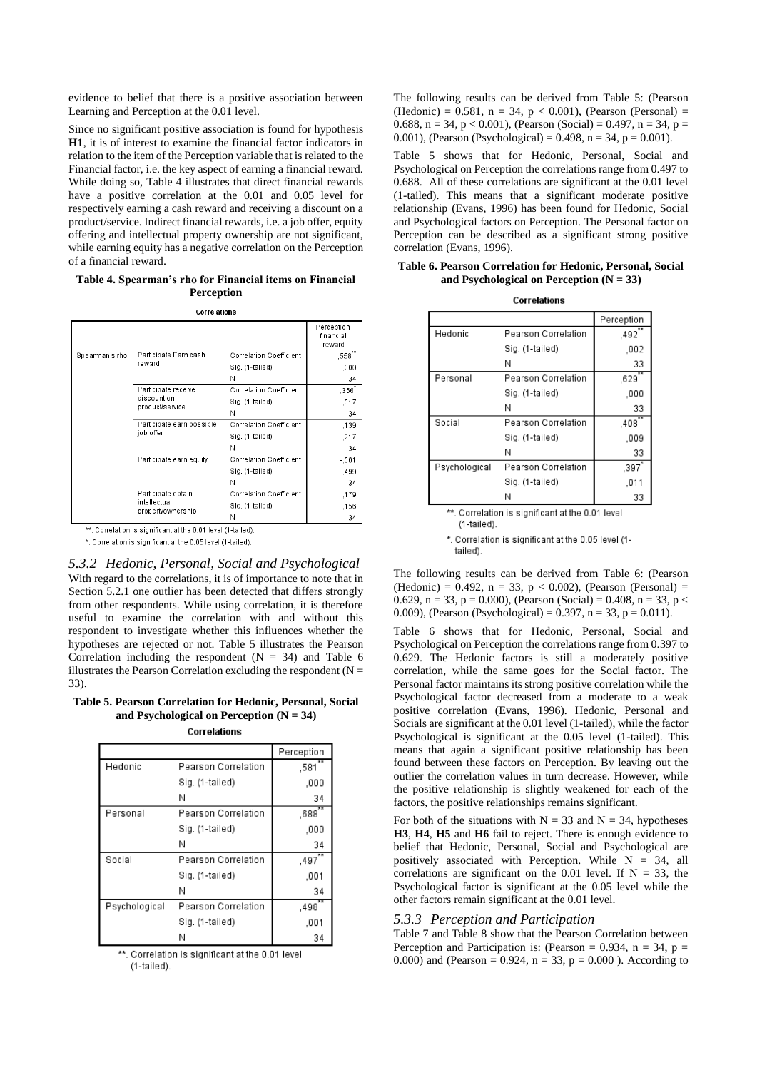evidence to belief that there is a positive association between Learning and Perception at the 0.01 level.

Since no significant positive association is found for hypothesis **H1**, it is of interest to examine the financial factor indicators in relation to the item of the Perception variable that is related to the Financial factor, i.e. the key aspect of earning a financial reward. While doing so, Table 4 illustrates that direct financial rewards have a positive correlation at the 0.01 and 0.05 level for respectively earning a cash reward and receiving a discount on a product/service. Indirect financial rewards, i.e. a job offer, equity offering and intellectual property ownership are not significant, while earning equity has a negative correlation on the Perception of a financial reward.

**Table 4. Spearman's rho for Financial items on Financial Perception**

Correlations

| | | | Perception financial reward |
|---|---|---|---|
| Spearman's rho | Participate Earn cash reward | Correlation Coefficient | ,558** |
| | | Sig. (1-tailed) | ,000 |
| | | N | 34 |
| | Participate receive discount on product/service | Correlation Coefficient | ,366* |
| | | Sig. (1-tailed) | ,017 |
| | | N | 34 |
| | Participate earn possible job offer | Correlation Coefficient | ,139 |
| | | Sig. (1-tailed) | ,217 |
| | | N | 34 |
| | Participate earn equity | Correlation Coefficient | -,001 |
| | | Sig. (1-tailed) | ,499 |
| | | N | 34 |
| | Participate obtain intellectual propertyownership | Correlation Coefficient | ,179 |
| | | Sig. (1-tailed) | ,156 |
| | | N | 34 |

**. Correlation is significant at the 0.01 level (1-tailed).

*. Correlation is significant at the 0.05 level (1-tailed).

### *5.3.2 Hedonic, Personal, Social and Psychological*

With regard to the correlations, it is of importance to note that in Section 5.2.1 one outlier has been detected that differs strongly from other respondents. While using correlation, it is therefore useful to examine the correlation with and without this respondent to investigate whether this influences whether the hypotheses are rejected or not. Table 5 illustrates the Pearson Correlation including the respondent (N = 34) and Table 6 illustrates the Pearson Correlation excluding the respondent (N = 33).

**Table 5. Pearson Correlation for Hedonic, Personal, Social and Psychological on Perception (N = 34)**

Correlations

| | | Perception |
|---|---|---|
| Hedonic | Pearson Correlation | ,581** |
| | Sig. (1-tailed) | ,000 |
| | N | 34 |
| Personal | Pearson Correlation | ,688** |
| | Sig. (1-tailed) | ,000 |
| | N | 34 |
| Social | Pearson Correlation | ,497** |
| | Sig. (1-tailed) | ,001 |
| | N | 34 |
| Psychological | Pearson Correlation | ,498** |
| | Sig. (1-tailed) | ,001 |
| | N | 34 |

**. Correlation is significant at the 0.01 level (1-tailed).

The following results can be derived from Table 5: (Pearson (Hedonic) = 0.581, n = 34, $p < 0.001$), (Pearson (Personal) = 0.688, n = 34, $p < 0.001$), (Pearson (Social) = 0.497, n = 34, p = 0.001), (Pearson (Psychological) = 0.498, n = 34, p = 0.001).

Table 5 shows that for Hedonic, Personal, Social and Psychological on Perception the correlations range from 0.497 to 0.688. All of these correlations are significant at the 0.01 level (1-tailed). This means that a significant moderate positive relationship (Evans, 1996) has been found for Hedonic, Social and Psychological factors on Perception. The Personal factor on Perception can be described as a significant strong positive correlation (Evans, 1996).

**Table 6. Pearson Correlation for Hedonic, Personal, Social and Psychological on Perception (N = 33)**

Correlations

| | | Perception |
|---|---|---|
| Hedonic | Pearson Correlation | ,492** |
| | Sig. (1-tailed) | ,002 |
| | N | 33 |
| Personal | Pearson Correlation | ,629** |
| | Sig. (1-tailed) | ,000 |
| | N | 33 |
| Social | Pearson Correlation | ,408** |
| | Sig. (1-tailed) | ,009 |
| | N | 33 |
| Psychological | Pearson Correlation | ,397* |
| | Sig. (1-tailed) | ,011 |
| | N | 33 |

**. Correlation is significant at the 0.01 level (1-tailed).

*. Correlation is significant at the 0.05 level (1-tailed).

The following results can be derived from Table 6: (Pearson (Hedonic) = 0.492, n = 33, $p < 0.002$), (Pearson (Personal) = 0.629, n = 33, p = 0.000), (Pearson (Social) = 0.408, n = 33, $p < 0.009$), (Pearson (Psychological) = 0.397, n = 33, p = 0.011).

Table 6 shows that for Hedonic, Personal, Social and Psychological on Perception the correlations range from 0.397 to 0.629. The Hedonic factors is still a moderately positive correlation, while the same goes for the Social factor. The Personal factor maintains its strong positive correlation while the Psychological factor decreased from a moderate to a weak positive correlation (Evans, 1996). Hedonic, Personal and Socials are significant at the 0.01 level (1-tailed), while the factor Psychological is significant at the 0.05 level (1-tailed). This means that again a significant positive relationship has been found between these factors on Perception. By leaving out the outlier the correlation values in turn decrease. However, while the positive relationship is slightly weakened for each of the factors, the positive relationships remains significant.

For both of the situations with N = 33 and N = 34, hypotheses **H3**, **H4**, **H5** and **H6** fail to reject. There is enough evidence to belief that Hedonic, Personal, Social and Psychological are positively associated with Perception. While N = 34, all correlations are significant on the 0.01 level. If N = 33, the Psychological factor is significant at the 0.05 level while the other factors remain significant at the 0.01 level.

### *5.3.3 Perception and Participation*

Table 7 and Table 8 show that the Pearson Correlation between Perception and Participation is: (Pearson = 0.934, n = 34, p = 0.000) and (Pearson = 0.924, n = 33, p = 0.000 ). According to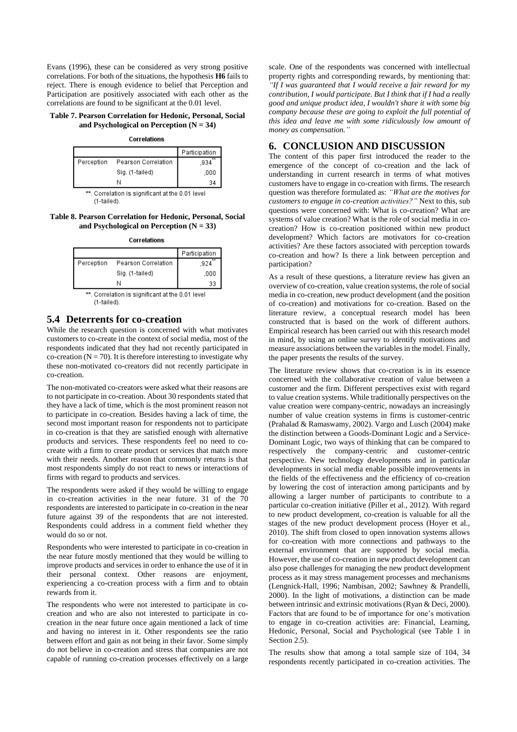Evans (1996), these can be considered as very strong positive correlations. For both of the situations, the hypothesis **H6** fails to reject. There is enough evidence to belief that Perception and Participation are positively associated with each other as the correlations are found to be significant at the 0.01 level.

**Table 7. Pearson Correlation for Hedonic, Personal, Social and Psychological on Perception (N = 34)**

**Correlations**

| | | Participation |
|---|---|---|
| Perception | Pearson Correlation | ,934** |
| | Sig. (1-tailed) | ,000 |
| | N | 34 |

**. Correlation is significant at the 0.01 level (1-tailed).

**Table 8. Pearson Correlation for Hedonic, Personal, Social and Psychological on Perception (N = 33)**

**Correlations**

| | | Participation |
|---|---|---|
| Perception | Pearson Correlation | ,924** |
| | Sig. (1-tailed) | ,000 |
| | N | 33 |

**. Correlation is significant at the 0.01 level (1-tailed).

## 5.4 Deterrents for co-creation

While the research question is concerned with what motivates customers to co-create in the context of social media, most of the respondents indicated that they had not recently participated in co-creation (N = 70). It is therefore interesting to investigate why these non-motivated co-creators did not recently participate in co-creation.

The non-motivated co-creators were asked what their reasons are to not participate in co-creation. About 30 respondents stated that they have a lack of time, which is the most prominent reason not to participate in co-creation. Besides having a lack of time, the second most important reason for respondents not to participate in co-creation is that they are satisfied enough with alternative products and services. These respondents feel no need to co-create with a firm to create product or services that match more with their needs. Another reason that commonly returns is that most respondents simply do not react to news or interactions of firms with regard to products and services.

The respondents were asked if they would be willing to engage in co-creation activities in the near future. 31 of the 70 respondents are interested to participate in co-creation in the near future against 39 of the respondents that are not interested. Respondents could address in a comment field whether they would do so or not.

Respondents who were interested to participate in co-creation in the near future mostly mentioned that they would be willing to improve products and services in order to enhance the use of it in their personal context. Other reasons are enjoyment, experiencing a co-creation process with a firm and to obtain rewards from it.

The respondents who were not interested to participate in co-creation and who are also not interested to participate in co-creation in the near future once again mentioned a lack of time and having no interest in it. Other respondents see the ratio between effort and gain as not being in their favor. Some simply do not believe in co-creation and stress that companies are not capable of running co-creation processes effectively on a large scale. One of the respondents was concerned with intellectual property rights and corresponding rewards, by mentioning that: *"If I was guaranteed that I would receive a fair reward for my contribution, I would participate. But I think that if I had a really good and unique product idea, I wouldn't share it with some big company because these are going to exploit the full potential of this idea and leave me with some ridiculously low amount of money as compensation."*

# 6. CONCLUSION AND DISCUSSION

The content of this paper first introduced the reader to the emergence of the concept of co-creation and the lack of understanding in current research in terms of what motives customers have to engage in co-creation with firms. The research question was therefore formulated as: *"What are the motives for customers to engage in co-creation activities?"* Next to this, sub questions were concerned with: What is co-creation? What are systems of value creation? What is the role of social media in co-creation? How is co-creation positioned within new product development? Which factors are motivators for co-creation activities? Are these factors associated with perception towards co-creation and how? Is there a link between perception and participation?

As a result of these questions, a literature review has given an overview of co-creation, value creation systems, the role of social media in co-creation, new product development (and the position of co-creation) and motivations for co-creation. Based on the literature review, a conceptual research model has been constructed that is based on the work of different authors. Empirical research has been carried out with this research model in mind, by using an online survey to identify motivations and measure associations between the variables in the model. Finally, the paper presents the results of the survey.

The literature review shows that co-creation is in its essence concerned with the collaborative creation of value between a customer and the firm. Different perspectives exist with regard to value creation systems. While traditionally perspectives on the value creation were company-centric, nowadays an increasingly number of value creation systems in firms is customer-centric (Prahalad & Ramaswamy, 2002). Vargo and Lusch (2004) make the distinction between a Goods-Dominant Logic and a Service-Dominant Logic, two ways of thinking that can be compared to respectively the company-centric and customer-centric perspective. New technology developments and in particular developments in social media enable possible improvements in the fields of the effectiveness and the efficiency of co-creation by lowering the cost of interaction among participants and by allowing a larger number of participants to contribute to a particular co-creation initiative (Piller et al., 2012). With regard to new product development, co-creation is valuable for all the stages of the new product development process (Hoyer et al., 2010). The shift from closed to open innovation systems allows for co-creation with more connections and pathways to the external environment that are supported by social media. However, the use of co-creation in new product development can also pose challenges for managing the new product development process as it may stress management processes and mechanisms (Lengnick-Hall, 1996; Nambisan, 2002; Sawhney & Prandelli, 2000). In the light of motivations, a distinction can be made between intrinsic and extrinsic motivations (Ryan & Deci, 2000). Factors that are found to be of importance for one's motivation to engage in co-creation activities are: Financial, Learning, Hedonic, Personal, Social and Psychological (see Table 1 in Section 2.5).

The results show that among a total sample size of 104, 34 respondents recently participated in co-creation activities. The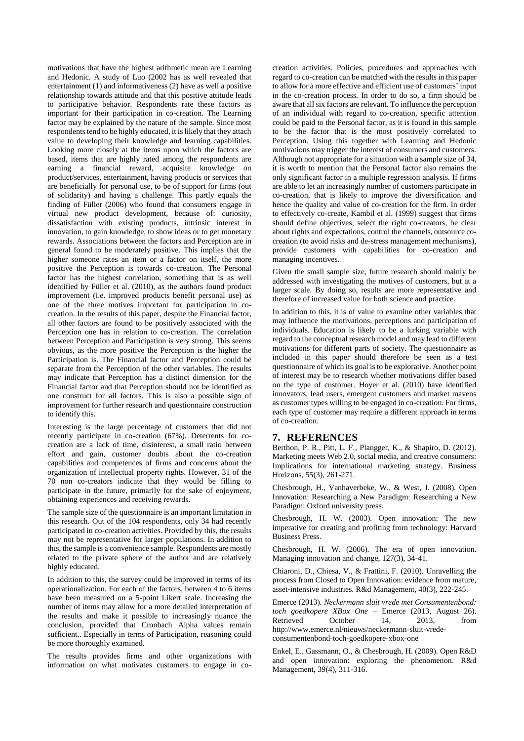motivations that have the highest arithmetic mean are Learning and Hedonic. A study of Luo (2002 has as well revealed that entertainment (1) and informativeness (2) have as well a positive relationship towards attitude and that this positive attitude leads to participative behavior. Respondents rate these factors as important for their participation in co-creation. The Learning factor may be explained by the nature of the sample. Since most respondents tend to be highly educated, it is likely that they attach value to developing their knowledge and learning capabilities. Looking more closely at the items upon which the factors are based, items that are highly rated among the respondents are earning a financial reward, acquisite knowledge on product/services, entertainment, having products or services that are beneficially for personal use, to be of support for firms (out of solidarity) and having a challenge. This partly equals the finding of Füller (2006) who found that consumers engage in virtual new product development, because of: curiosity, dissatisfaction with existing products, intrinsic interest in innovation, to gain knowledge, to show ideas or to get monetary rewards. Associations between the factors and Perception are in general found to be moderately positive. This implies that the higher someone rates an item or a factor on itself, the more positive the Perception is towards co-creation. The Personal factor has the highest correlation, something that is as well identified by Füller et al. (2010), as the authors found product improvement (i.e. improved products benefit personal use) as one of the three motives important for participation in co-creation. In the results of this paper, despite the Financial factor, all other factors are found to be positively associated with the Perception one has in relation to co-creation. The correlation between Perception and Participation is very strong. This seems obvious, as the more positive the Perception is the higher the Participation is. The Financial factor and Perception could be separate from the Perception of the other variables. The results may indicate that Perception has a distinct dimension for the Financial factor and that Perception should not be identified as one construct for all factors. This is also a possible sign of improvement for further research and questionnaire construction to identify this.

Interesting is the large percentage of customers that did not recently participate in co-creation (67%). Deterrents for co-creation are a lack of time, disinterest, a small ratio between effort and gain, customer doubts about the co-creation capabilities and competences of firms and concerns about the organization of intellectual property rights. However, 31 of the 70 non co-creators indicate that they would be filling to participate in the future, primarily for the sake of enjoyment, obtaining experiences and receiving rewards.

The sample size of the questionnaire is an important limitation in this research. Out of the 104 respondents, only 34 had recently participated in co-creation activities. Provided by this, the results may not be representative for larger populations. In addition to this, the sample is a convenience sample. Respondents are mostly related to the private sphere of the author and are relatively highly educated.

In addition to this, the survey could be improved in terms of its operationalization. For each of the factors, between 4 to 6 items have been measured on a 5-point Likert scale. Increasing the number of items may allow for a more detailed interpretation of the results and make it possible to increasingly nuance the conclusion, provided that Cronbach Alpha values remain sufficient.. Especially in terms of Participation, reasoning could be more thoroughly examined.

The results provides firms and other organizations with information on what motivates customers to engage in co-creation activities. Policies, procedures and approaches with regard to co-creation can be matched with the results in this paper to allow for a more effective and efficient use of customers' input in the co-creation process. In order to do so, a firm should be aware that all six factors are relevant. To influence the perception of an individual with regard to co-creation, specific attention could be paid to the Personal factor, as it is found in this sample to be the factor that is the most positively correlated to Perception. Using this together with Learning and Hedonic motivations may trigger the interest of consumers and customers. Although not appropriate for a situation with a sample size of 34, it is worth to mention that the Personal factor also remains the only significant factor in a multiple regression analysis. If firms are able to let an increasingly number of customers participate in co-creation, that is likely to improve the diversification and hence the quality and value of co-creation for the firm. In order to effectively co-create, Kambil et al. (1999) suggest that firms should define objectives, select the right co-creators, be clear about rights and expectations, control the channels, outsource co-creation (to avoid risks and de-stress management mechanisms), provide customers with capabilities for co-creation and managing incentives.

Given the small sample size, future research should mainly be addressed with investigating the motives of customers, but at a larger scale. By doing so, results are more representative and therefore of increased value for both science and practice.

In addition to this, it is of value to examine other variables that may influence the motivations, perceptions and participation of individuals. Education is likely to be a lurking variable with regard to the conceptual research model and may lead to different motivations for different parts of society. The questionnaire as included in this paper should therefore be seen as a test questionnaire of which its goal is to be explorative. Another point of interest may be to research whether motivations differ based on the type of customer. Hoyer et al. (2010) have identified innovators, lead users, emergent customers and market mavens as customer types willing to be engaged in co-creation. For firms, each type of customer may require a different approach in terms of co-creation.

## 7. REFERENCES

Berthon, P. R., Pitt, L. F., Plangger, K., & Shapiro, D. (2012). Marketing meets Web 2.0, social media, and creative consumers: Implications for international marketing strategy. Business Horizons, 55(3), 261-271.

Chesbrough, H., Vanhaverbeke, W., & West, J. (2008). Open Innovation: Researching a New Paradigm: Researching a New Paradigm: Oxford university press.

Chesbrough, H. W. (2003). Open innovation: The new imperative for creating and profiting from technology: Harvard Business Press.

Chesbrough, H. W. (2006). The era of open innovation. Managing innovation and change, 127(3), 34-41.

Chiaroni, D., Chiesa, V., & Frattini, F. (2010). Unravelling the process from Closed to Open Innovation: evidence from mature, asset-intensive industries. R&d Management, 40(3), 222-245.

Emerce (2013). *Neckermann sluit vrede met Consumentenbond: toch goedkopere XBox One* – Emerce (2013, August 26). Retrieved October 14, 2013, from http://www.emerce.nl/nieuws/neckermann-sluit-vrede-consumentenbond-toch-goedkopere-xbox-one

Enkel, E., Gassmann, O., & Chesbrough, H. (2009). Open R&D and open innovation: exploring the phenomenon. R&d Management, 39(4), 311-316.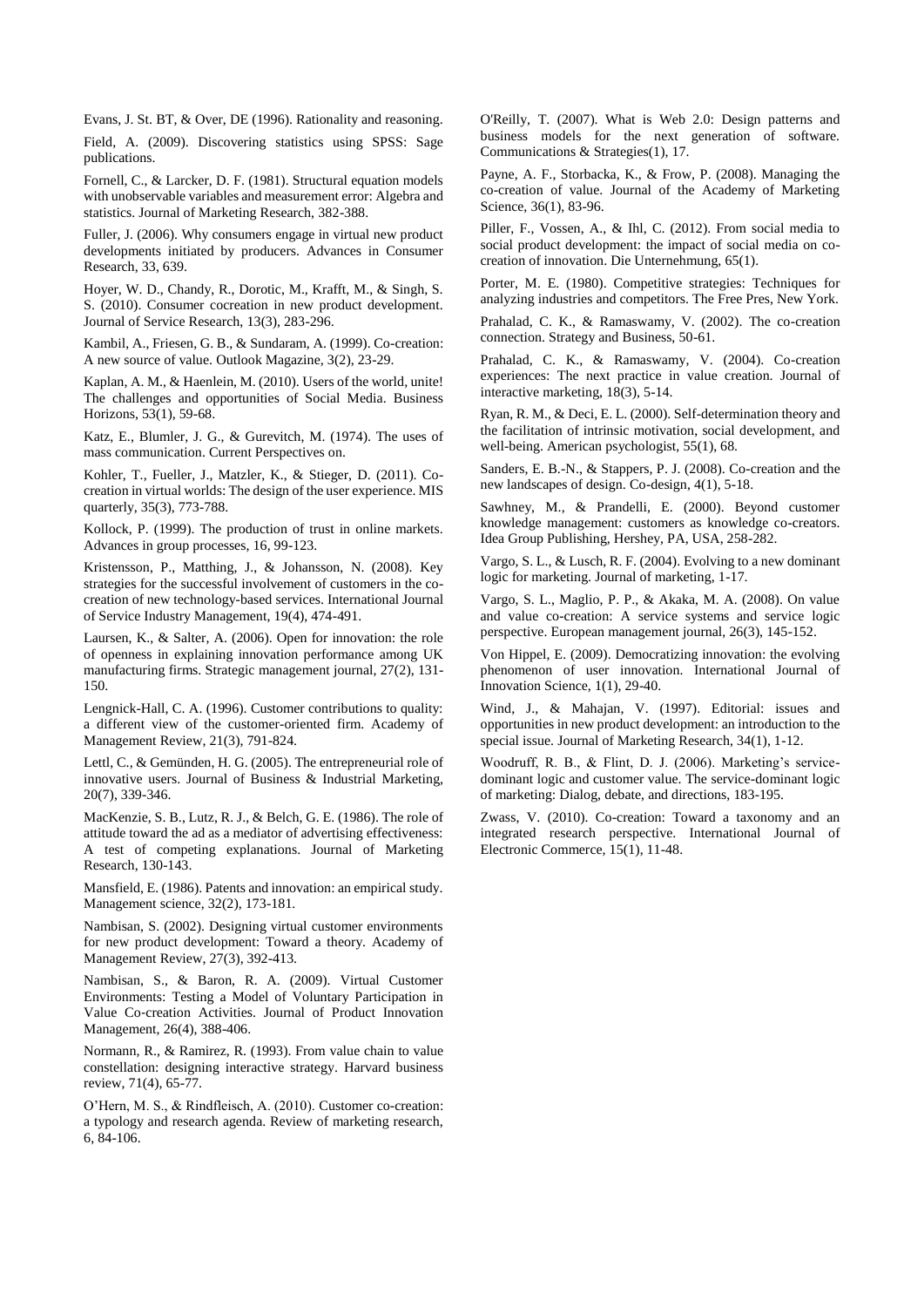Evans, J. St. BT, & Over, DE (1996). Rationality and reasoning.

Field, A. (2009). Discovering statistics using SPSS: Sage publications.

Fornell, C., & Larcker, D. F. (1981). Structural equation models with unobservable variables and measurement error: Algebra and statistics. Journal of Marketing Research, 382-388.

Fuller, J. (2006). Why consumers engage in virtual new product developments initiated by producers. Advances in Consumer Research, 33, 639.

Hoyer, W. D., Chandy, R., Dorotic, M., Krafft, M., & Singh, S. S. (2010). Consumer cocreation in new product development. Journal of Service Research, 13(3), 283-296.

Kambil, A., Friesen, G. B., & Sundaram, A. (1999). Co-creation: A new source of value. Outlook Magazine, 3(2), 23-29.

Kaplan, A. M., & Haenlein, M. (2010). Users of the world, unite! The challenges and opportunities of Social Media. Business Horizons, 53(1), 59-68.

Katz, E., Blumler, J. G., & Gurevitch, M. (1974). The uses of mass communication. Current Perspectives on.

Kohler, T., Fueller, J., Matzler, K., & Stieger, D. (2011). Co-creation in virtual worlds: The design of the user experience. MIS quarterly, 35(3), 773-788.

Kollock, P. (1999). The production of trust in online markets. Advances in group processes, 16, 99-123.

Kristensson, P., Matthing, J., & Johansson, N. (2008). Key strategies for the successful involvement of customers in the co-creation of new technology-based services. International Journal of Service Industry Management, 19(4), 474-491.

Laursen, K., & Salter, A. (2006). Open for innovation: the role of openness in explaining innovation performance among UK manufacturing firms. Strategic management journal, 27(2), 131-150.

Lengnick-Hall, C. A. (1996). Customer contributions to quality: a different view of the customer-oriented firm. Academy of Management Review, 21(3), 791-824.

Lettl, C., & Gemünden, H. G. (2005). The entrepreneurial role of innovative users. Journal of Business & Industrial Marketing, 20(7), 339-346.

MacKenzie, S. B., Lutz, R. J., & Belch, G. E. (1986). The role of attitude toward the ad as a mediator of advertising effectiveness: A test of competing explanations. Journal of Marketing Research, 130-143.

Mansfield, E. (1986). Patents and innovation: an empirical study. Management science, 32(2), 173-181.

Nambisan, S. (2002). Designing virtual customer environments for new product development: Toward a theory. Academy of Management Review, 27(3), 392-413.

Nambisan, S., & Baron, R. A. (2009). Virtual Customer Environments: Testing a Model of Voluntary Participation in Value Co-creation Activities. Journal of Product Innovation Management, 26(4), 388-406.

Normann, R., & Ramirez, R. (1993). From value chain to value constellation: designing interactive strategy. Harvard business review, 71(4), 65-77.

O'Hern, M. S., & Rindfleisch, A. (2010). Customer co-creation: a typology and research agenda. Review of marketing research, 6, 84-106.

O'Reilly, T. (2007). What is Web 2.0: Design patterns and business models for the next generation of software. Communications & Strategies(1), 17.

Payne, A. F., Storbacka, K., & Frow, P. (2008). Managing the co-creation of value. Journal of the Academy of Marketing Science, 36(1), 83-96.

Piller, F., Vossen, A., & Ihl, C. (2012). From social media to social product development: the impact of social media on co-creation of innovation. Die Unternehmung, 65(1).

Porter, M. E. (1980). Competitive strategies: Techniques for analyzing industries and competitors. The Free Pres, New York.

Prahalad, C. K., & Ramaswamy, V. (2002). The co-creation connection. Strategy and Business, 50-61.

Prahalad, C. K., & Ramaswamy, V. (2004). Co-creation experiences: The next practice in value creation. Journal of interactive marketing, 18(3), 5-14.

Ryan, R. M., & Deci, E. L. (2000). Self-determination theory and the facilitation of intrinsic motivation, social development, and well-being. American psychologist, 55(1), 68.

Sanders, E. B.-N., & Stappers, P. J. (2008). Co-creation and the new landscapes of design. Co-design, 4(1), 5-18.

Sawhney, M., & Prandelli, E. (2000). Beyond customer knowledge management: customers as knowledge co-creators. Idea Group Publishing, Hershey, PA, USA, 258-282.

Vargo, S. L., & Lusch, R. F. (2004). Evolving to a new dominant logic for marketing. Journal of marketing, 1-17.

Vargo, S. L., Maglio, P. P., & Akaka, M. A. (2008). On value and value co-creation: A service systems and service logic perspective. European management journal, 26(3), 145-152.

Von Hippel, E. (2009). Democratizing innovation: the evolving phenomenon of user innovation. International Journal of Innovation Science, 1(1), 29-40.

Wind, J., & Mahajan, V. (1997). Editorial: issues and opportunities in new product development: an introduction to the special issue. Journal of Marketing Research, 34(1), 1-12.

Woodruff, R. B., & Flint, D. J. (2006). Marketing's service-dominant logic and customer value. The service-dominant logic of marketing: Dialog, debate, and directions, 183-195.

Zwass, V. (2010). Co-creation: Toward a taxonomy and an integrated research perspective. International Journal of Electronic Commerce, 15(1), 11-48.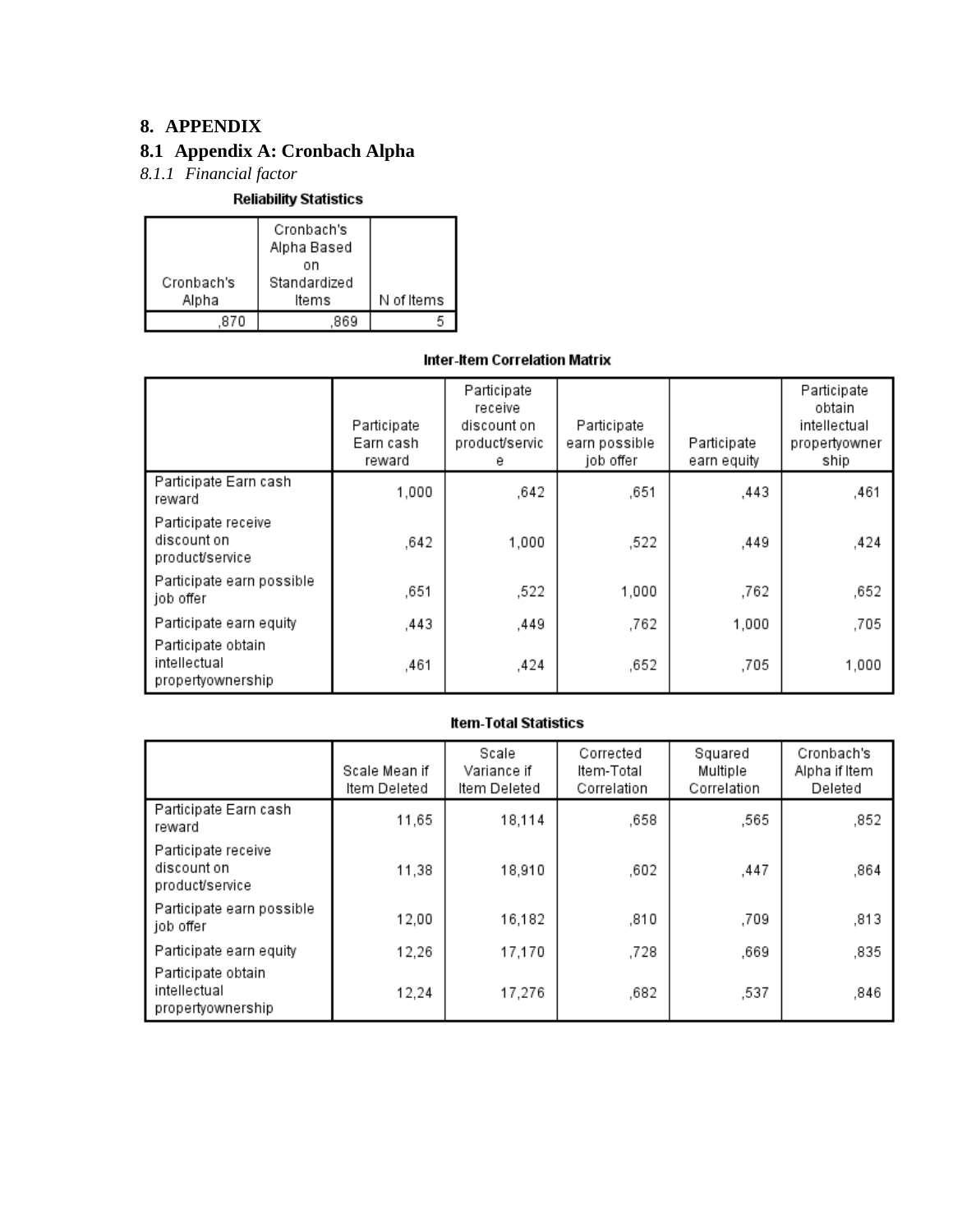# 8. APPENDIX

## 8.1 Appendix A: Cronbach Alpha

### *8.1.1 Financial factor*

**Reliability Statistics**

| Cronbach's Alpha | Cronbach's Alpha Based on Standardized Items | N of Items |
|---|---|---|
| ,870 | ,869 | 5 |

**Inter-Item Correlation Matrix**

| | Participate Earn cash reward | Participate receive discount on product/service | Participate earn possible job offer | Participate earn equity | Participate obtain intellectual propertyownership |
|---|---|---|---|---|---|
| Participate Earn cash reward | 1,000 | ,642 | ,651 | ,443 | ,461 |
| Participate receive discount on product/service | ,642 | 1,000 | ,522 | ,449 | ,424 |
| Participate earn possible job offer | ,651 | ,522 | 1,000 | ,762 | ,652 |
| Participate earn equity | ,443 | ,449 | ,762 | 1,000 | ,705 |
| Participate obtain intellectual propertyownership | ,461 | ,424 | ,652 | ,705 | 1,000 |

**Item-Total Statistics**

| | Scale Mean if Item Deleted | Scale Variance if Item Deleted | Corrected Item-Total Correlation | Squared Multiple Correlation | Cronbach's Alpha if Item Deleted |
|---|---|---|---|---|---|
| Participate Earn cash reward | 11,65 | 18,114 | ,658 | ,565 | ,852 |
| Participate receive discount on product/service | 11,38 | 18,910 | ,602 | ,447 | ,864 |
| Participate earn possible job offer | 12,00 | 16,182 | ,810 | ,709 | ,813 |
| Participate earn equity | 12,26 | 17,170 | ,728 | ,669 | ,835 |
| Participate obtain intellectual propertyownership | 12,24 | 17,276 | ,682 | ,537 | ,846 |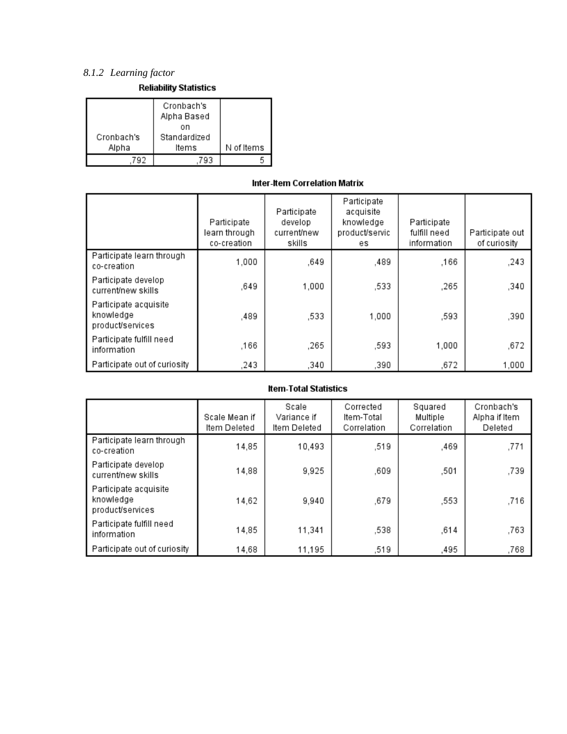### *8.1.2 Learning factor*

**Reliability Statistics**

| Cronbach's Alpha | Cronbach's Alpha Based on Standardized Items | N of Items |
|---|---|---|
| ,792 | ,793 | 5 |

**Inter-Item Correlation Matrix**

| | Participate learn through co-creation | Participate develop current/new skills | Participate acquisite knowledge product/services | Participate fulfill need information | Participate out of curiosity |
|---|---|---|---|---|---|
| Participate learn through co-creation | 1,000 | ,649 | ,489 | ,166 | ,243 |
| Participate develop current/new skills | ,649 | 1,000 | ,533 | ,265 | ,340 |
| Participate acquisite knowledge product/services | ,489 | ,533 | 1,000 | ,593 | ,390 |
| Participate fulfill need information | ,166 | ,265 | ,593 | 1,000 | ,672 |
| Participate out of curiosity | ,243 | ,340 | ,390 | ,672 | 1,000 |

**Item-Total Statistics**

| | Scale Mean if Item Deleted | Scale Variance if Item Deleted | Corrected Item-Total Correlation | Squared Multiple Correlation | Cronbach's Alpha if Item Deleted |
|---|---|---|---|---|---|
| Participate learn through co-creation | 14,85 | 10,493 | ,519 | ,469 | ,771 |
| Participate develop current/new skills | 14,88 | 9,925 | ,609 | ,501 | ,739 |
| Participate acquisite knowledge product/services | 14,62 | 9,940 | ,679 | ,553 | ,716 |
| Participate fulfill need information | 14,85 | 11,341 | ,538 | ,614 | ,763 |
| Participate out of curiosity | 14,68 | 11,195 | ,519 | ,495 | ,768 |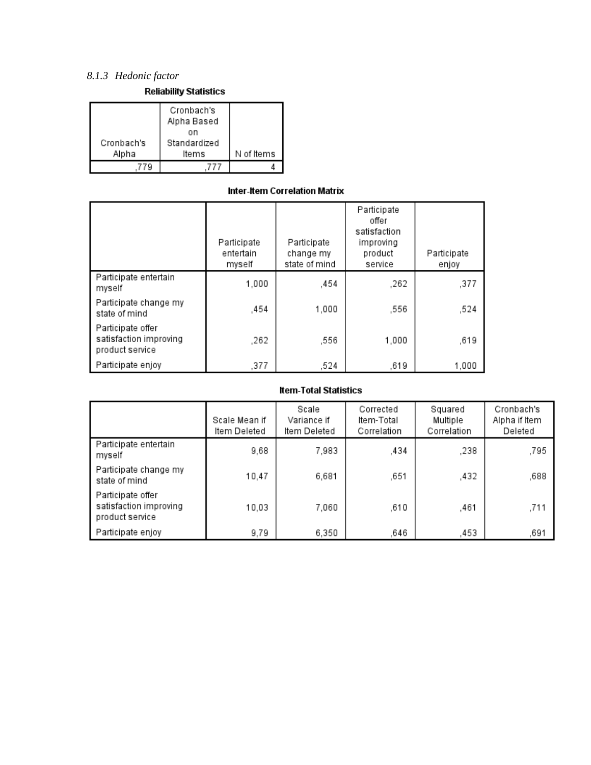### *8.1.3 Hedonic factor*

**Reliability Statistics**

| Cronbach's Alpha | Cronbach's Alpha Based on Standardized Items | N of Items |
|---|---|---|
| ,779 | ,777 | 4 |

**Inter-Item Correlation Matrix**

| | Participate entertain myself | Participate change my state of mind | Participate offer satisfaction improving product service | Participate enjoy |
|---|---|---|---|---|
| Participate entertain myself | 1,000 | ,454 | ,262 | ,377 |
| Participate change my state of mind | ,454 | 1,000 | ,556 | ,524 |
| Participate offer satisfaction improving product service | ,262 | ,556 | 1,000 | ,619 |
| Participate enjoy | ,377 | ,524 | ,619 | 1,000 |

**Item-Total Statistics**

| | Scale Mean if Item Deleted | Scale Variance if Item Deleted | Corrected Item-Total Correlation | Squared Multiple Correlation | Cronbach's Alpha if Item Deleted |
|---|---|---|---|---|---|
| Participate entertain myself | 9,68 | 7,983 | ,434 | ,238 | ,795 |
| Participate change my state of mind | 10,47 | 6,681 | ,651 | ,432 | ,688 |
| Participate offer satisfaction improving product service | 10,03 | 7,060 | ,610 | ,461 | ,711 |
| Participate enjoy | 9,79 | 6,350 | ,646 | ,453 | ,691 |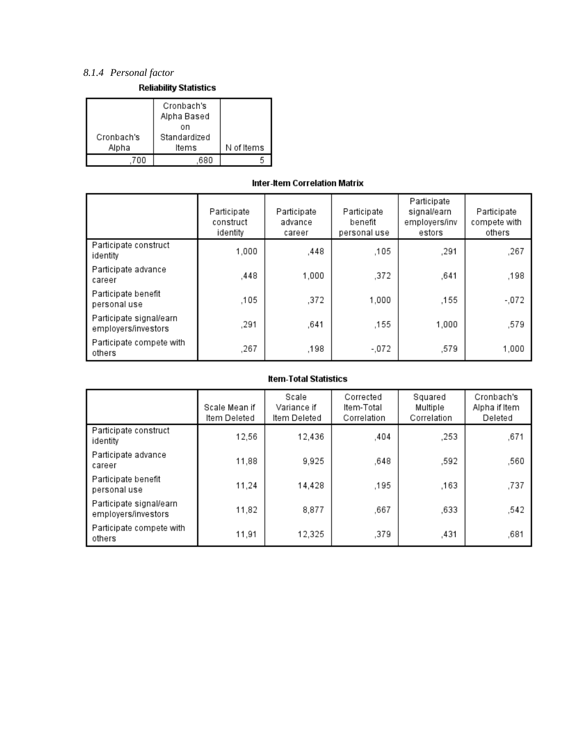### *8.1.4 Personal factor*

**Reliability Statistics**

| Cronbach's Alpha | Cronbach's Alpha Based on Standardized Items | N of Items |
|---|---|---|
| ,700 | ,680 | 5 |

**Inter-Item Correlation Matrix**

| | Participate construct identity | Participate advance career | Participate benefit personal use | Participate signal/earn employers/investors | Participate compete with others |
|---|---|---|---|---|---|
| Participate construct identity | 1,000 | ,448 | ,105 | ,291 | ,267 |
| Participate advance career | ,448 | 1,000 | ,372 | ,641 | ,198 |
| Participate benefit personal use | ,105 | ,372 | 1,000 | ,155 | -,072 |
| Participate signal/earn employers/investors | ,291 | ,641 | ,155 | 1,000 | ,579 |
| Participate compete with others | ,267 | ,198 | -,072 | ,579 | 1,000 |

**Item-Total Statistics**

| | Scale Mean if Item Deleted | Scale Variance if Item Deleted | Corrected Item-Total Correlation | Squared Multiple Correlation | Cronbach's Alpha if Item Deleted |
|---|---|---|---|---|---|
| Participate construct identity | 12,56 | 12,436 | ,404 | ,253 | ,671 |
| Participate advance career | 11,88 | 9,925 | ,648 | ,592 | ,560 |
| Participate benefit personal use | 11,24 | 14,428 | ,195 | ,163 | ,737 |
| Participate signal/earn employers/investors | 11,82 | 8,877 | ,667 | ,633 | ,542 |
| Participate compete with others | 11,91 | 12,325 | ,379 | ,431 | ,681 |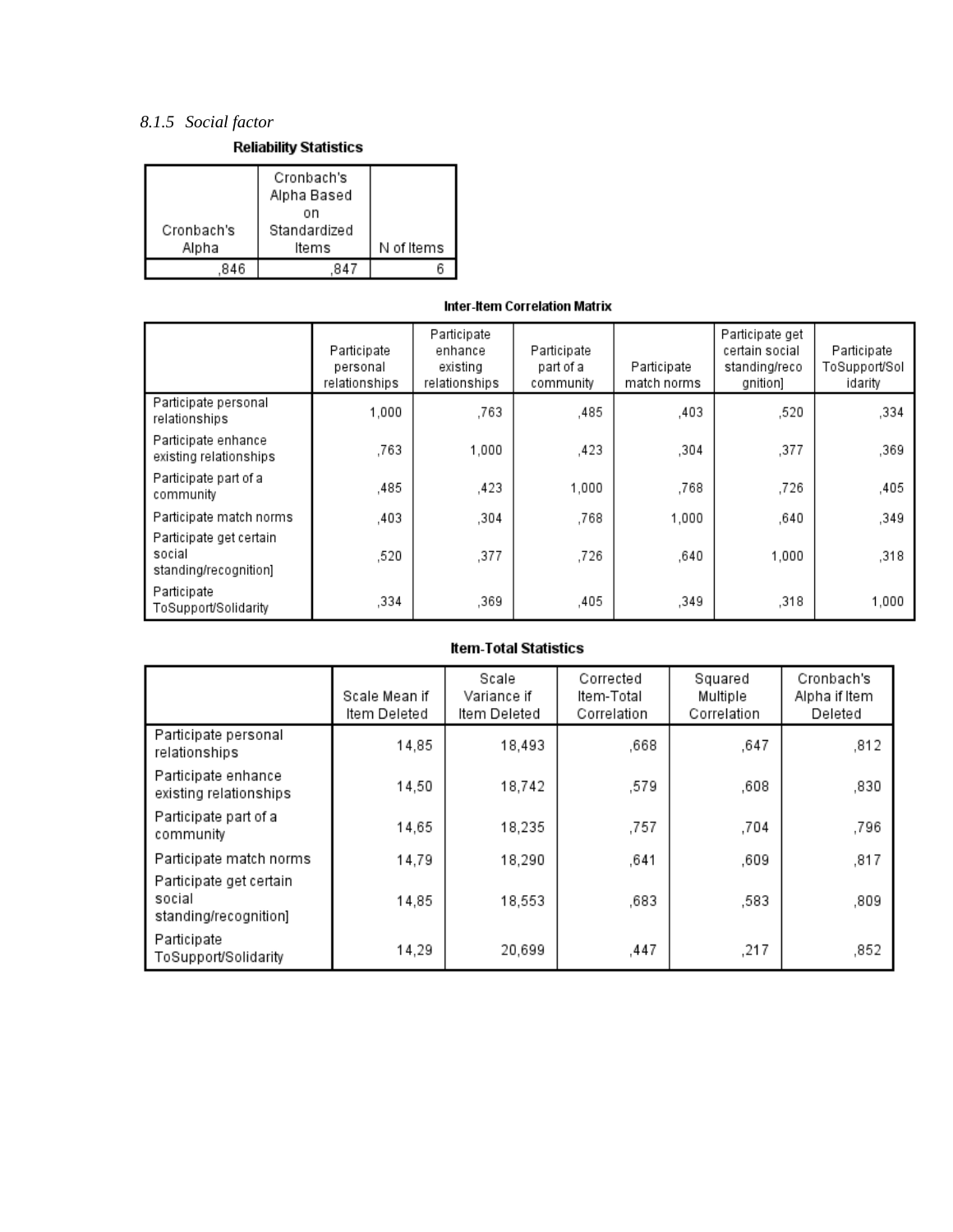### *8.1.5 Social factor*

**Reliability Statistics**

| Cronbach's Alpha | Cronbach's Alpha Based on Standardized Items | N of Items |
|---|---|---|
| ,846 | ,847 | 6 |

**Inter-Item Correlation Matrix**

| | Participate personal relationships | Participate enhance existing relationships | Participate part of a community | Participate match norms | Participate get certain social standing/recognition] | Participate ToSupport/Solidarity |
|---|---|---|---|---|---|---|
| Participate personal relationships | 1,000 | ,763 | ,485 | ,403 | ,520 | ,334 |
| Participate enhance existing relationships | ,763 | 1,000 | ,423 | ,304 | ,377 | ,369 |
| Participate part of a community | ,485 | ,423 | 1,000 | ,768 | ,726 | ,405 |
| Participate match norms | ,403 | ,304 | ,768 | 1,000 | ,640 | ,349 |
| Participate get certain social standing/recognition] | ,520 | ,377 | ,726 | ,640 | 1,000 | ,318 |
| Participate ToSupport/Solidarity | ,334 | ,369 | ,405 | ,349 | ,318 | 1,000 |

**Item-Total Statistics**

| | Scale Mean if Item Deleted | Scale Variance if Item Deleted | Corrected Item-Total Correlation | Squared Multiple Correlation | Cronbach's Alpha if Item Deleted |
|---|---|---|---|---|---|
| Participate personal relationships | 14,85 | 18,493 | ,668 | ,647 | ,812 |
| Participate enhance existing relationships | 14,50 | 18,742 | ,579 | ,608 | ,830 |
| Participate part of a community | 14,65 | 18,235 | ,757 | ,704 | ,796 |
| Participate match norms | 14,79 | 18,290 | ,641 | ,609 | ,817 |
| Participate get certain social standing/recognition] | 14,85 | 18,553 | ,683 | ,583 | ,809 |
| Participate ToSupport/Solidarity | 14,29 | 20,699 | ,447 | ,217 | ,852 |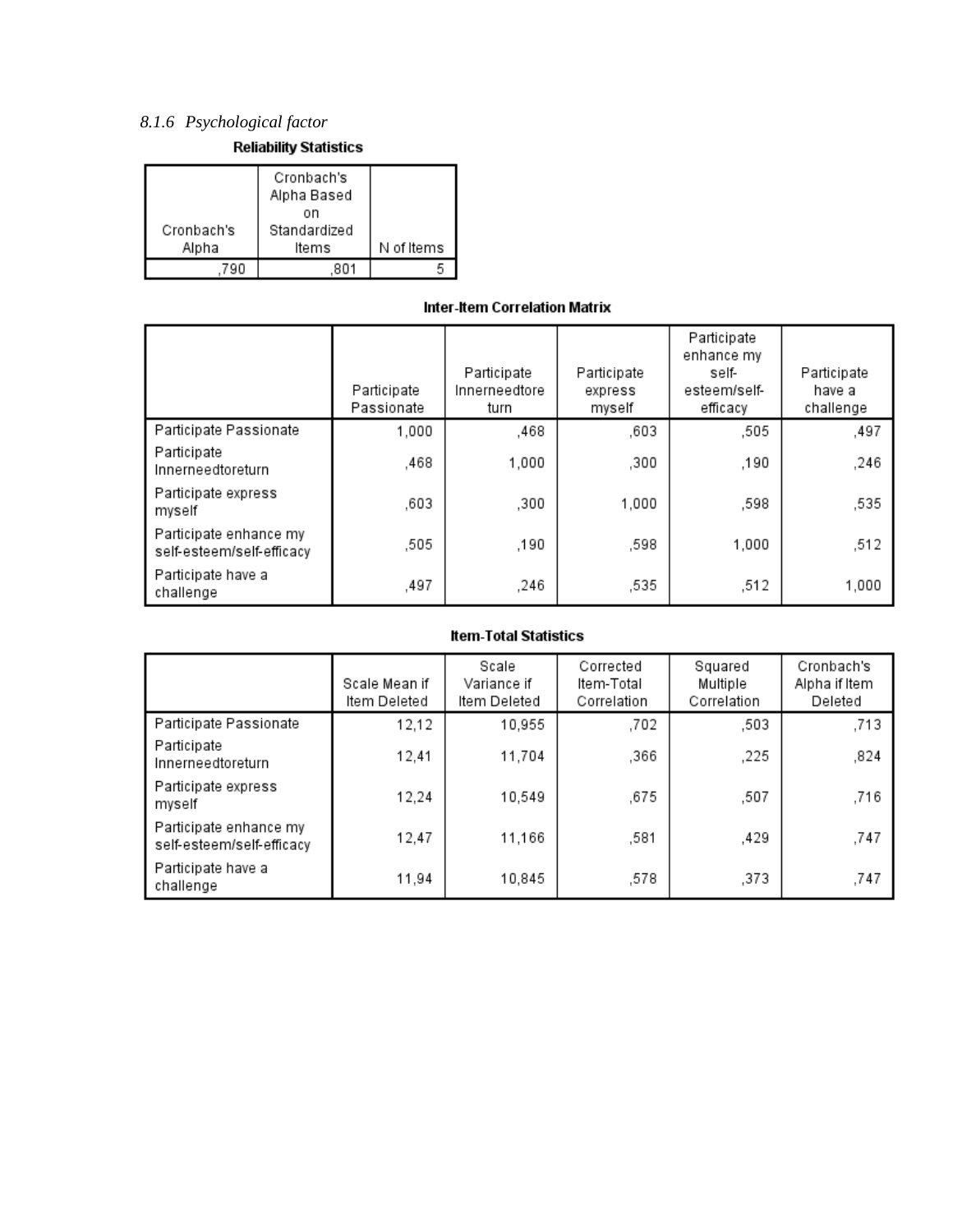#### *8.1.6 Psychological factor*

**Reliability Statistics**

| Cronbach's Alpha | Cronbach's Alpha Based on Standardized Items | N of Items |
|---|---|---|
| ,790 | ,801 | 5 |

**Inter-Item Correlation Matrix**

| | Participate Passionate | Participate Innerneedtoreturn | Participate express myself | Participate enhance my self-esteem/self-efficacy | Participate have a challenge |
|---|---|---|---|---|---|
| Participate Passionate | 1,000 | ,468 | ,603 | ,505 | ,497 |
| Participate Innerneedtoreturn | ,468 | 1,000 | ,300 | ,190 | ,246 |
| Participate express myself | ,603 | ,300 | 1,000 | ,598 | ,535 |
| Participate enhance my self-esteem/self-efficacy | ,505 | ,190 | ,598 | 1,000 | ,512 |
| Participate have a challenge | ,497 | ,246 | ,535 | ,512 | 1,000 |

**Item-Total Statistics**

| | Scale Mean if Item Deleted | Scale Variance if Item Deleted | Corrected Item-Total Correlation | Squared Multiple Correlation | Cronbach's Alpha if Item Deleted |
|---|---|---|---|---|---|
| Participate Passionate | 12,12 | 10,955 | ,702 | ,503 | ,713 |
| Participate Innerneedtoreturn | 12,41 | 11,704 | ,366 | ,225 | ,824 |
| Participate express myself | 12,24 | 10,549 | ,675 | ,507 | ,716 |
| Participate enhance my self-esteem/self-efficacy | 12,47 | 11,166 | ,581 | ,429 | ,747 |
| Participate have a challenge | 11,94 | 10,845 | ,578 | ,373 | ,747 |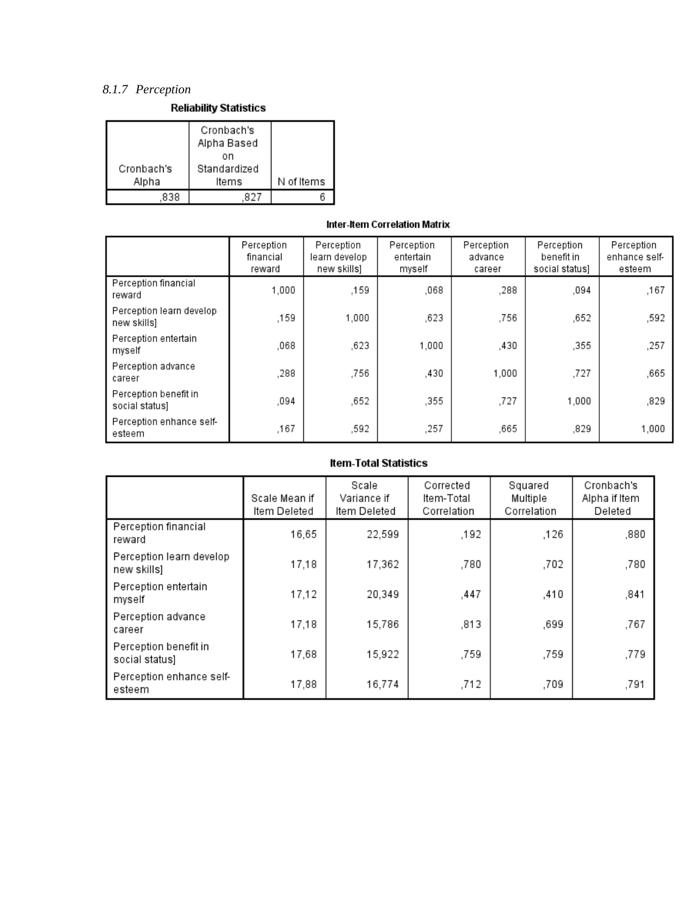### *8.1.7 Perception*

**Reliability Statistics**

| Cronbach's Alpha | Cronbach's Alpha Based on Standardized Items | N of Items |
|---|---|---|
| ,838 | ,827 | 6 |

**Inter-Item Correlation Matrix**

| | Perception financial reward | Perception learn develop new skills] | Perception entertain myself | Perception advance career | Perception benefit in social status] | Perception enhance self-esteem |
|---|---|---|---|---|---|---|
| Perception financial reward | 1,000 | ,159 | ,068 | ,288 | ,094 | ,167 |
| Perception learn develop new skills] | ,159 | 1,000 | ,623 | ,756 | ,652 | ,592 |
| Perception entertain myself | ,068 | ,623 | 1,000 | ,430 | ,355 | ,257 |
| Perception advance career | ,288 | ,756 | ,430 | 1,000 | ,727 | ,665 |
| Perception benefit in social status] | ,094 | ,652 | ,355 | ,727 | 1,000 | ,829 |
| Perception enhance self-esteem | ,167 | ,592 | ,257 | ,665 | ,829 | 1,000 |

**Item-Total Statistics**

| | Scale Mean if Item Deleted | Scale Variance if Item Deleted | Corrected Item-Total Correlation | Squared Multiple Correlation | Cronbach's Alpha if Item Deleted |
|---|---|---|---|---|---|
| Perception financial reward | 16,65 | 22,599 | ,192 | ,126 | ,880 |
| Perception learn develop new skills] | 17,18 | 17,362 | ,780 | ,702 | ,780 |
| Perception entertain myself | 17,12 | 20,349 | ,447 | ,410 | ,841 |
| Perception advance career | 17,18 | 15,786 | ,813 | ,699 | ,767 |
| Perception benefit in social status] | 17,68 | 15,922 | ,759 | ,759 | ,779 |
| Perception enhance self-esteem | 17,88 | 16,774 | ,712 | ,709 | ,791 |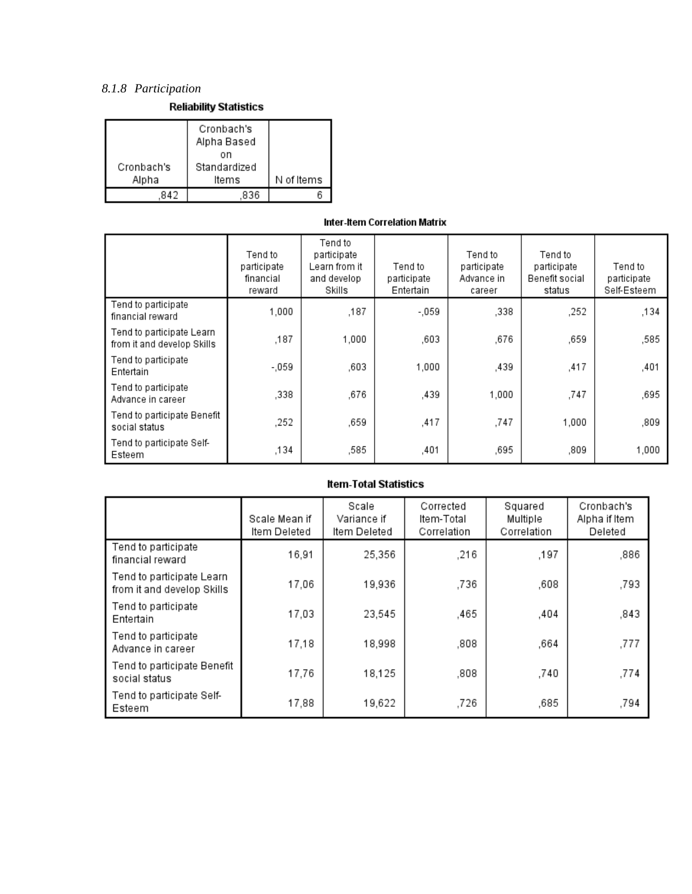### *8.1.8 Participation*

**Reliability Statistics**

| Cronbach's Alpha | Cronbach's Alpha Based on Standardized Items | N of Items |
|---|---|---|
| ,842 | ,836 | 6 |

**Inter-Item Correlation Matrix**

| | Tend to participate financial reward | Tend to participate Learn from it and develop Skills | Tend to participate Entertain | Tend to participate Advance in career | Tend to participate Benefit social status | Tend to participate Self-Esteem |
|---|---|---|---|---|---|---|
| Tend to participate financial reward | 1,000 | ,187 | -,059 | ,338 | ,252 | ,134 |
| Tend to participate Learn from it and develop Skills | ,187 | 1,000 | ,603 | ,676 | ,659 | ,585 |
| Tend to participate Entertain | -,059 | ,603 | 1,000 | ,439 | ,417 | ,401 |
| Tend to participate Advance in career | ,338 | ,676 | ,439 | 1,000 | ,747 | ,695 |
| Tend to participate Benefit social status | ,252 | ,659 | ,417 | ,747 | 1,000 | ,809 |
| Tend to participate Self-Esteem | ,134 | ,585 | ,401 | ,695 | ,809 | 1,000 |

**Item-Total Statistics**

| | Scale Mean if Item Deleted | Scale Variance if Item Deleted | Corrected Item-Total Correlation | Squared Multiple Correlation | Cronbach's Alpha if Item Deleted |
|---|---|---|---|---|---|
| Tend to participate financial reward | 16,91 | 25,356 | ,216 | ,197 | ,886 |
| Tend to participate Learn from it and develop Skills | 17,06 | 19,936 | ,736 | ,608 | ,793 |
| Tend to participate Entertain | 17,03 | 23,545 | ,465 | ,404 | ,843 |
| Tend to participate Advance in career | 17,18 | 18,998 | ,808 | ,664 | ,777 |
| Tend to participate Benefit social status | 17,76 | 18,125 | ,808 | ,740 | ,774 |
| Tend to participate Self-Esteem | 17,88 | 19,622 | ,726 | ,685 | ,794 |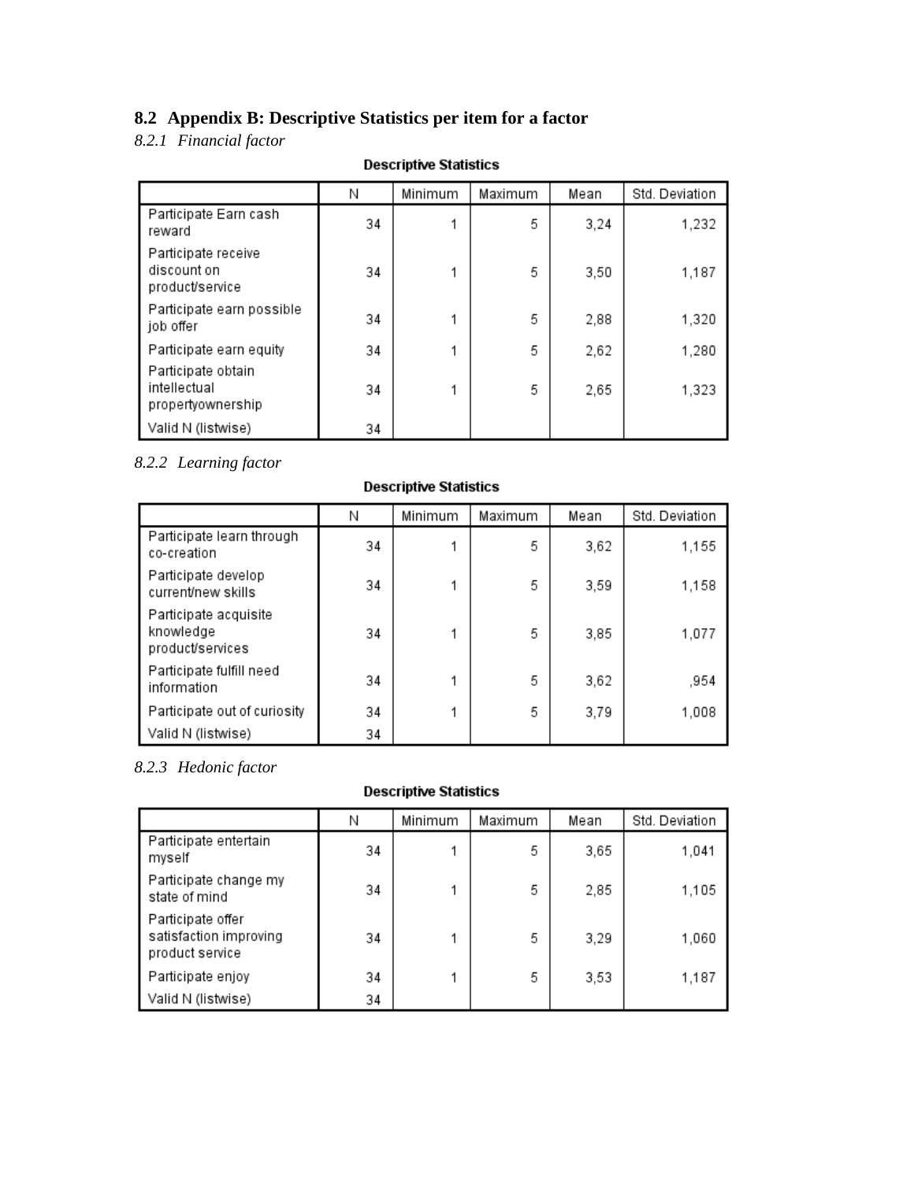## 8.2 Appendix B: Descriptive Statistics per item for a factor

### *8.2.1 Financial factor*

**Descriptive Statistics**

| | N | Minimum | Maximum | Mean | Std. Deviation |
|---|---|---|---|---|---|
| Participate Earn cash reward | 34 | 1 | 5 | 3,24 | 1,232 |
| Participate receive discount on product/service | 34 | 1 | 5 | 3,50 | 1,187 |
| Participate earn possible job offer | 34 | 1 | 5 | 2,88 | 1,320 |
| Participate earn equity | 34 | 1 | 5 | 2,62 | 1,280 |
| Participate obtain intellectual propertyownership | 34 | 1 | 5 | 2,65 | 1,323 |
| Valid N (listwise) | 34 | | | | |

### *8.2.2 Learning factor*

**Descriptive Statistics**

| | N | Minimum | Maximum | Mean | Std. Deviation |
|---|---|---|---|---|---|
| Participate learn through co-creation | 34 | 1 | 5 | 3,62 | 1,155 |
| Participate develop current/new skills | 34 | 1 | 5 | 3,59 | 1,158 |
| Participate acquisite knowledge product/services | 34 | 1 | 5 | 3,85 | 1,077 |
| Participate fulfill need information | 34 | 1 | 5 | 3,62 | ,954 |
| Participate out of curiosity | 34 | 1 | 5 | 3,79 | 1,008 |
| Valid N (listwise) | 34 | | | | |

### *8.2.3 Hedonic factor*

**Descriptive Statistics**

| | N | Minimum | Maximum | Mean | Std. Deviation |
|---|---|---|---|---|---|
| Participate entertain myself | 34 | 1 | 5 | 3,65 | 1,041 |
| Participate change my state of mind | 34 | 1 | 5 | 2,85 | 1,105 |
| Participate offer satisfaction improving product service | 34 | 1 | 5 | 3,29 | 1,060 |
| Participate enjoy | 34 | 1 | 5 | 3,53 | 1,187 |
| Valid N (listwise) | 34 | | | | |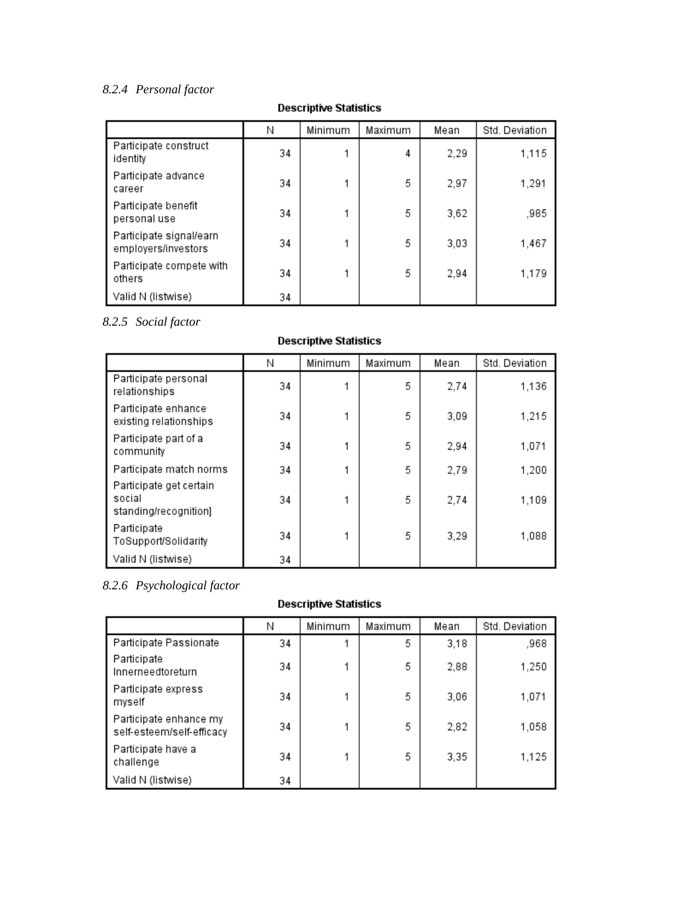### *8.2.4 Personal factor*

**Descriptive Statistics**

| | N | Minimum | Maximum | Mean | Std. Deviation |
|---|---|---|---|---|---|
| Participate construct identity | 34 | 1 | 4 | 2,29 | 1,115 |
| Participate advance career | 34 | 1 | 5 | 2,97 | 1,291 |
| Participate benefit personal use | 34 | 1 | 5 | 3,62 | ,985 |
| Participate signal/earn employers/investors | 34 | 1 | 5 | 3,03 | 1,467 |
| Participate compete with others | 34 | 1 | 5 | 2,94 | 1,179 |
| Valid N (listwise) | 34 | | | | |

### *8.2.5 Social factor*

**Descriptive Statistics**

| | N | Minimum | Maximum | Mean | Std. Deviation |
|---|---|---|---|---|---|
| Participate personal relationships | 34 | 1 | 5 | 2,74 | 1,136 |
| Participate enhance existing relationships | 34 | 1 | 5 | 3,09 | 1,215 |
| Participate part of a community | 34 | 1 | 5 | 2,94 | 1,071 |
| Participate match norms | 34 | 1 | 5 | 2,79 | 1,200 |
| Participate get certain social standing/recognition] | 34 | 1 | 5 | 2,74 | 1,109 |
| Participate ToSupport/Solidarity | 34 | 1 | 5 | 3,29 | 1,088 |
| Valid N (listwise) | 34 | | | | |

### *8.2.6 Psychological factor*

**Descriptive Statistics**

| | N | Minimum | Maximum | Mean | Std. Deviation |
|---|---|---|---|---|---|
| Participate Passionate | 34 | 1 | 5 | 3,18 | ,968 |
| Participate Innerneedtoreturn | 34 | 1 | 5 | 2,88 | 1,250 |
| Participate express myself | 34 | 1 | 5 | 3,06 | 1,071 |
| Participate enhance my self-esteem/self-efficacy | 34 | 1 | 5 | 2,82 | 1,058 |
| Participate have a challenge | 34 | 1 | 5 | 3,35 | 1,125 |
| Valid N (listwise) | 34 | | | | |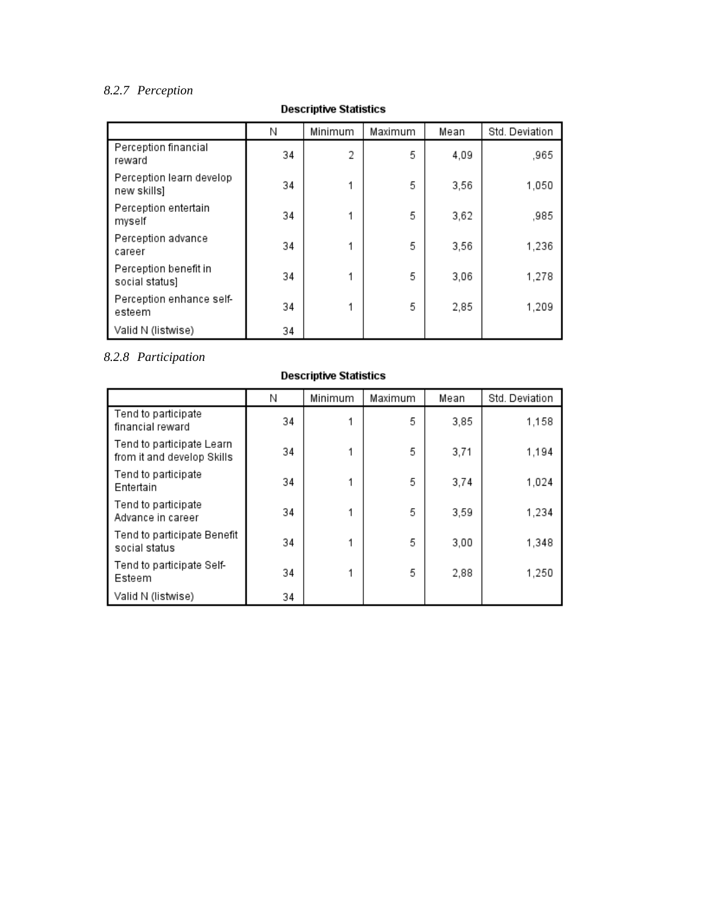### 8.2.7 *Perception*

**Descriptive Statistics**

| | N | Minimum | Maximum | Mean | Std. Deviation |
|---|---|---|---|---|---|
| Perception financial reward | 34 | 2 | 5 | 4,09 | ,965 |
| Perception learn develop new skills] | 34 | 1 | 5 | 3,56 | 1,050 |
| Perception entertain myself | 34 | 1 | 5 | 3,62 | ,985 |
| Perception advance career | 34 | 1 | 5 | 3,56 | 1,236 |
| Perception benefit in social status] | 34 | 1 | 5 | 3,06 | 1,278 |
| Perception enhance self-esteem | 34 | 1 | 5 | 2,85 | 1,209 |
| Valid N (listwise) | 34 | | | | |

### 8.2.8 *Participation*

**Descriptive Statistics**

| | N | Minimum | Maximum | Mean | Std. Deviation |
|---|---|---|---|---|---|
| Tend to participate financial reward | 34 | 1 | 5 | 3,85 | 1,158 |
| Tend to participate Learn from it and develop Skills | 34 | 1 | 5 | 3,71 | 1,194 |
| Tend to participate Entertain | 34 | 1 | 5 | 3,74 | 1,024 |
| Tend to participate Advance in career | 34 | 1 | 5 | 3,59 | 1,234 |
| Tend to participate Benefit social status | 34 | 1 | 5 | 3,00 | 1,348 |
| Tend to participate Self-Esteem | 34 | 1 | 5 | 2,88 | 1,250 |
| Valid N (listwise) | 34 | | | | |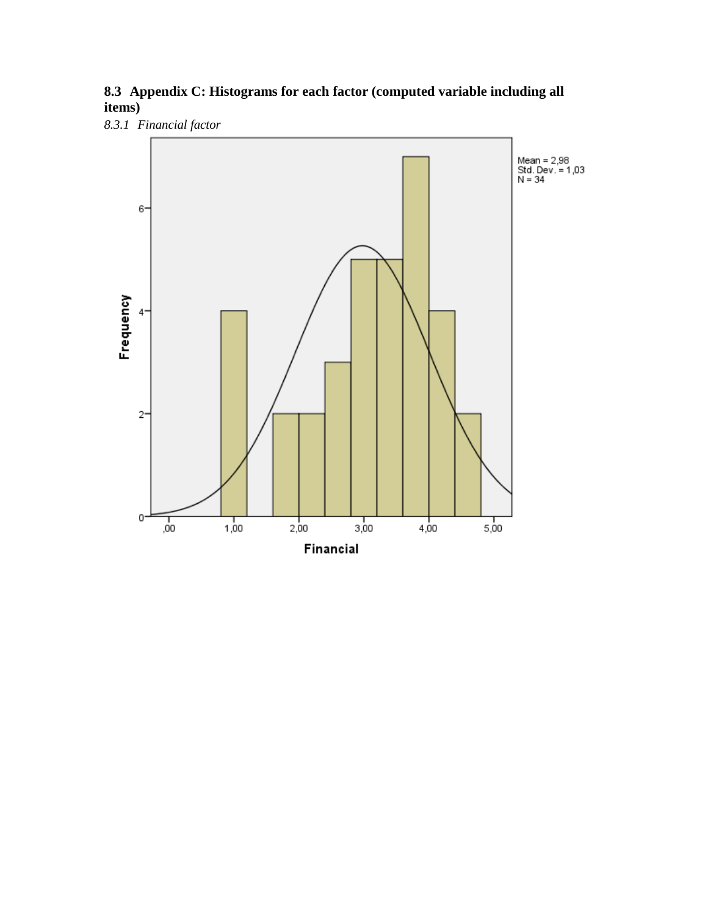## 8.3 Appendix C: Histograms for each factor (computed variable including all items)

### *8.3.1 Financial factor*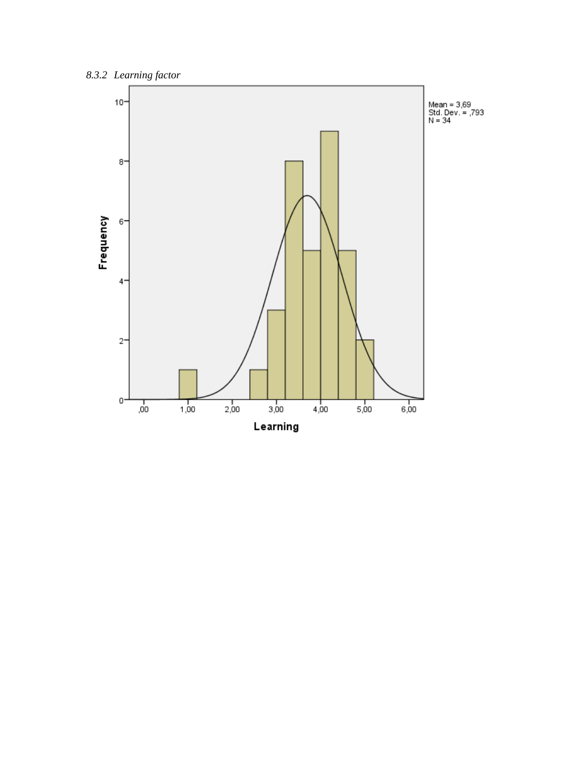### *8.3.2 Learning factor*

Mean = 3,69
Std. Dev. = ,793
N = 34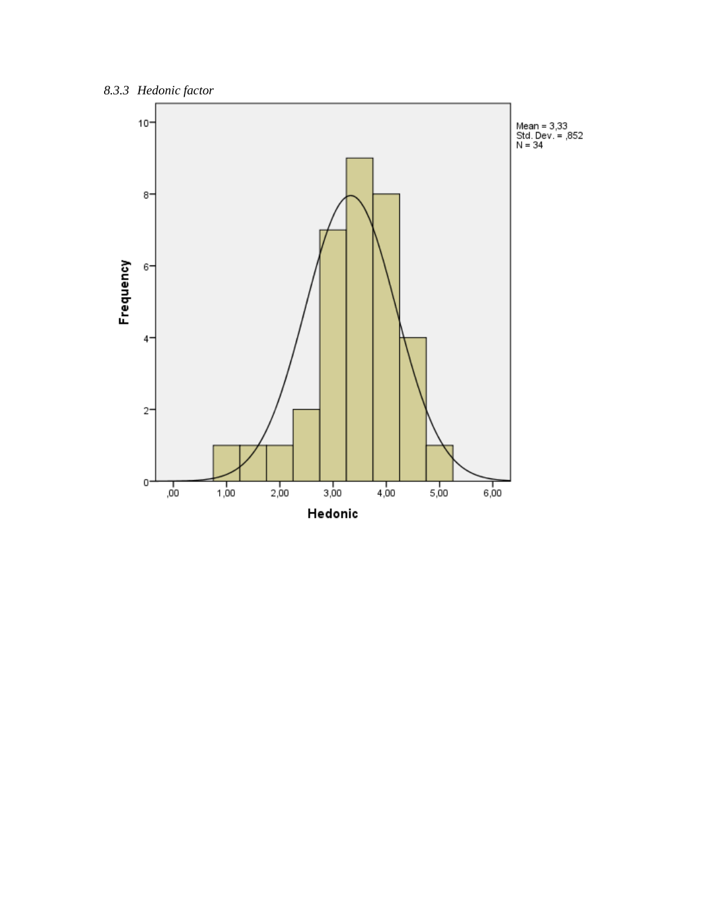### *8.3.3 Hedonic factor*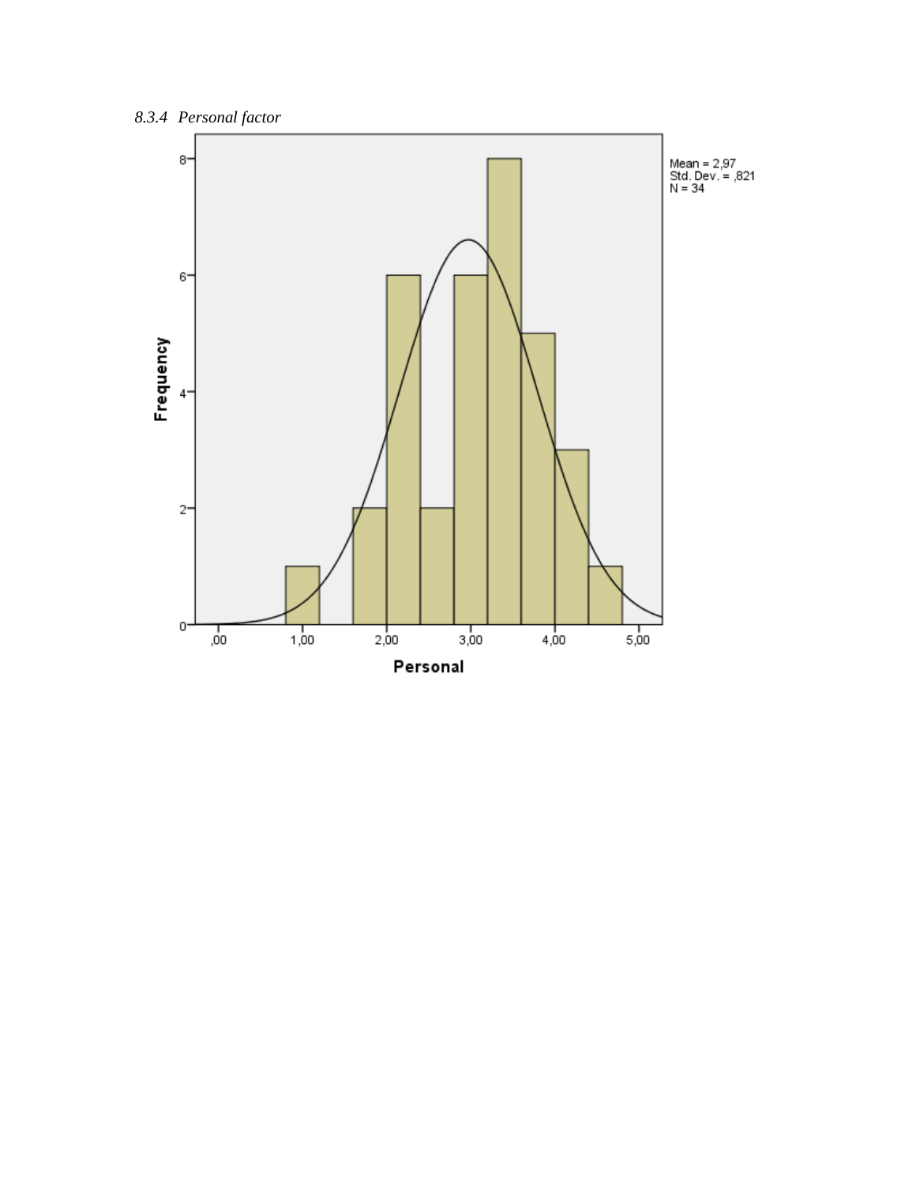### 8.3.4 *Personal factor*

Mean = 2,97
Std. Dev. = ,821
N = 34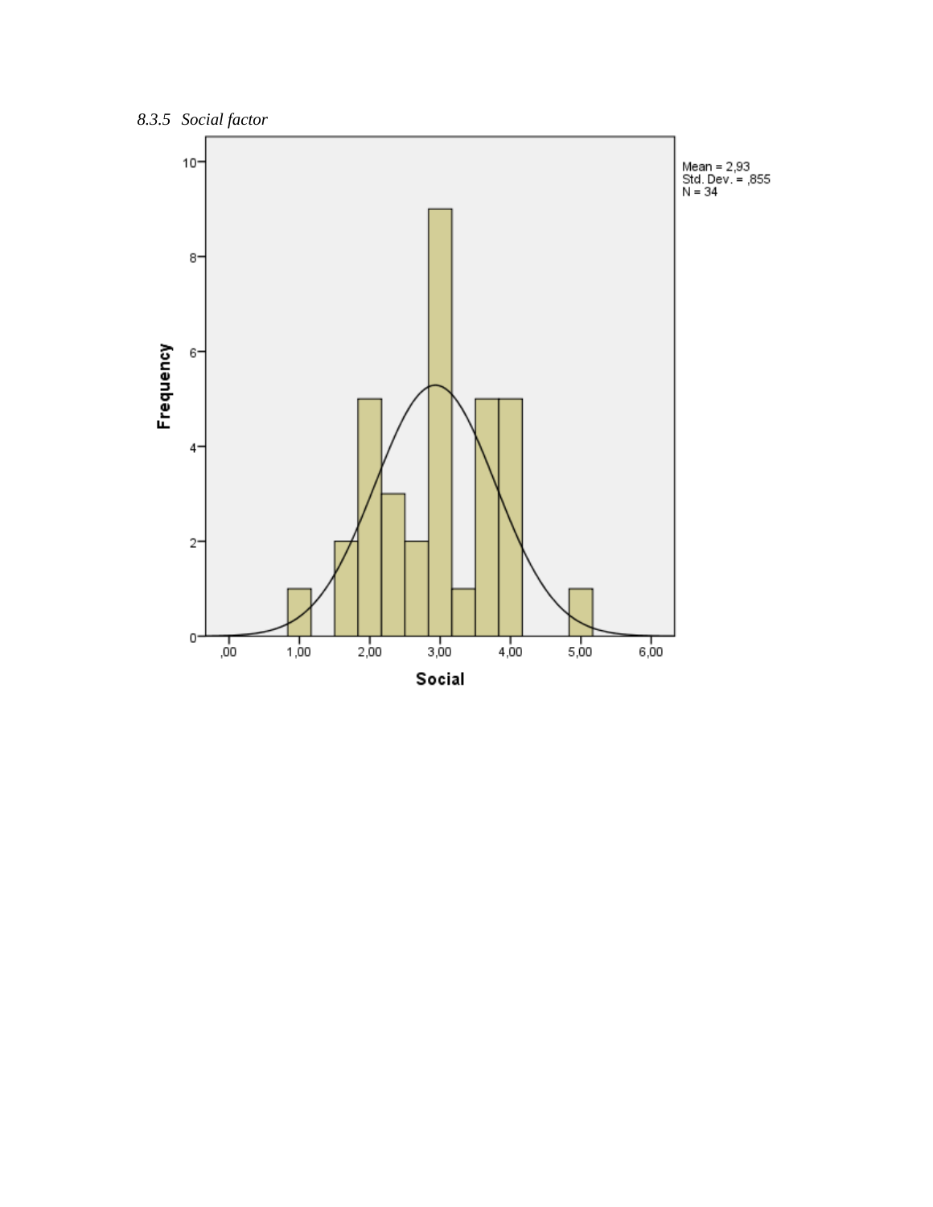*8.3.5 Social factor*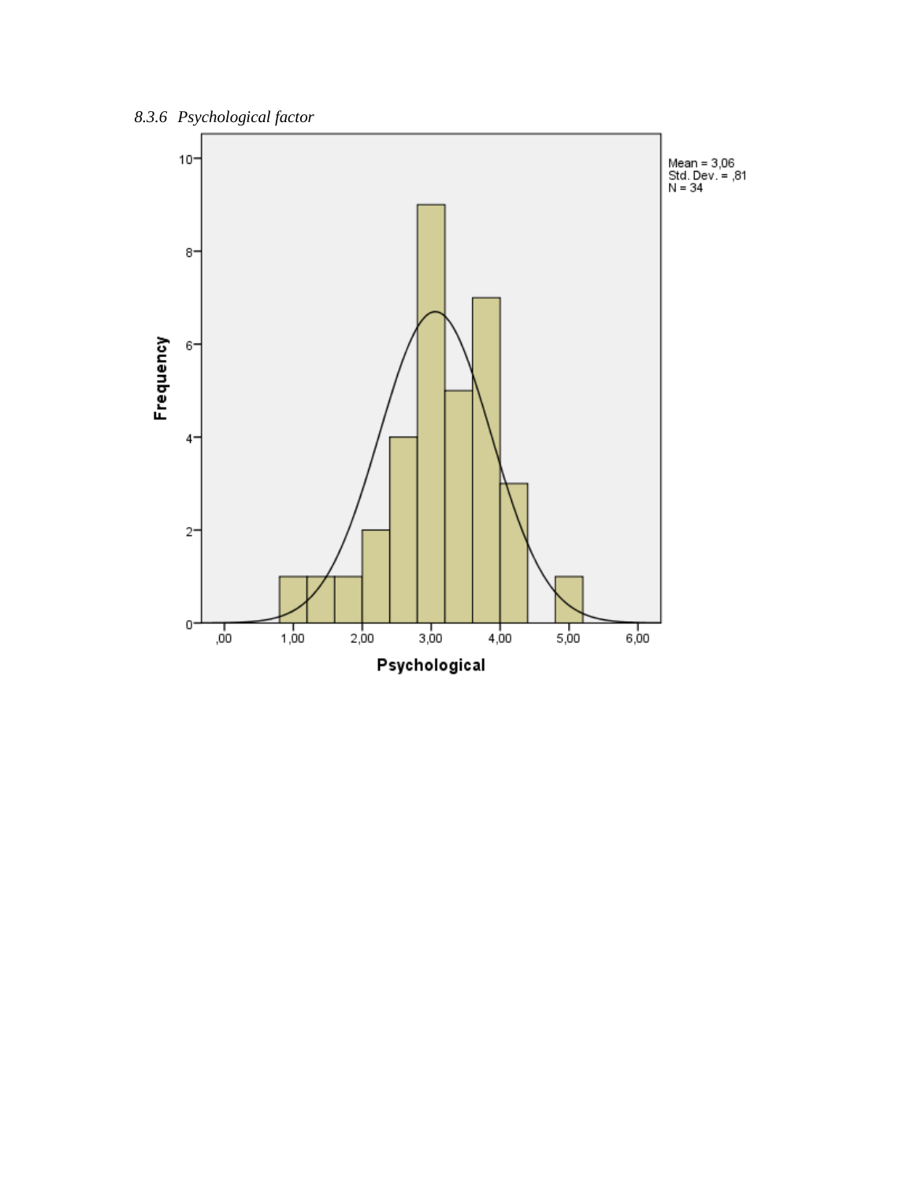### *8.3.6 Psychological factor*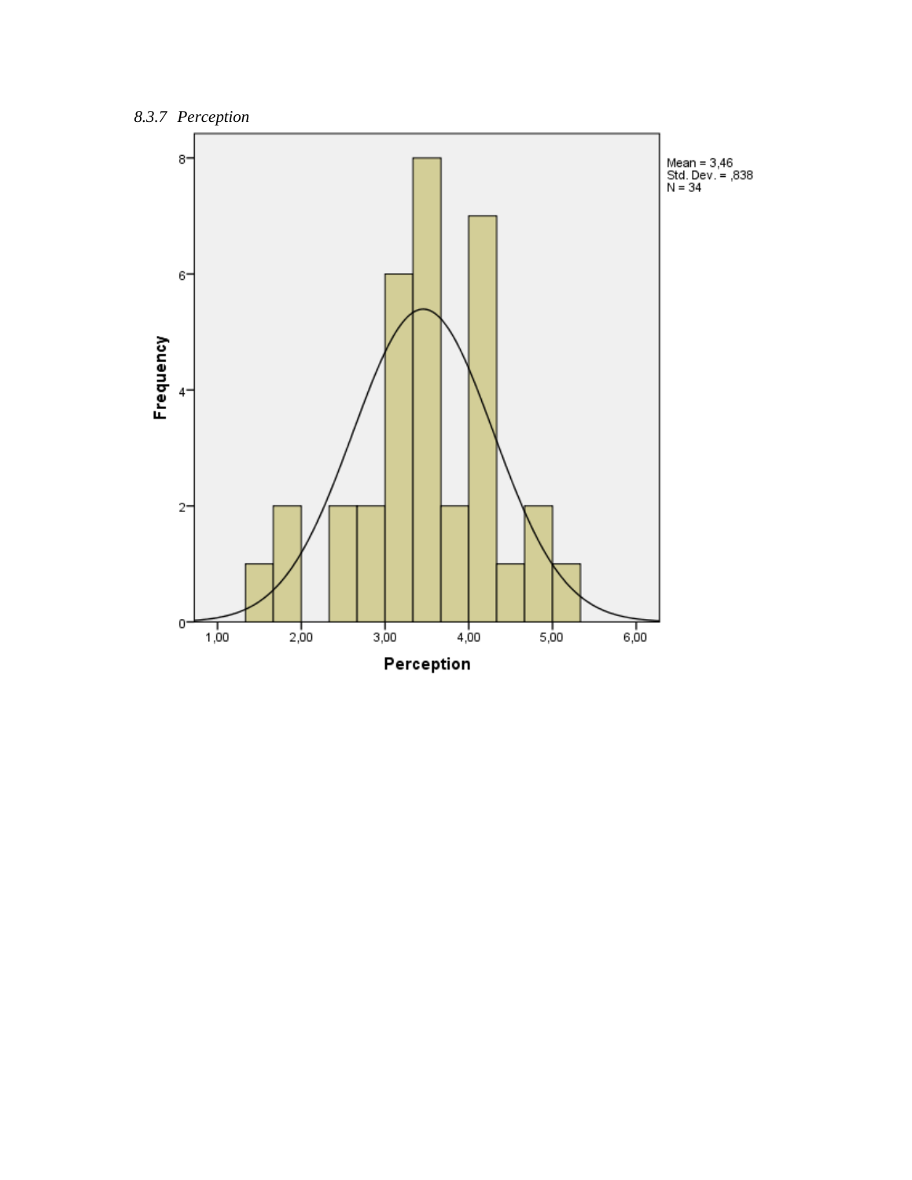### 8.3.7 *Perception*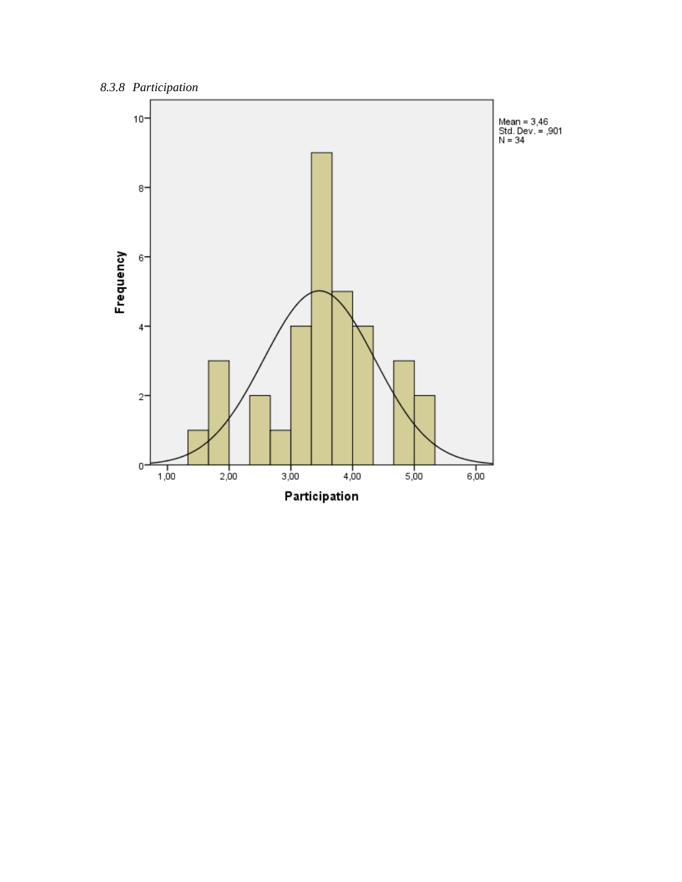### *8.3.8 Participation*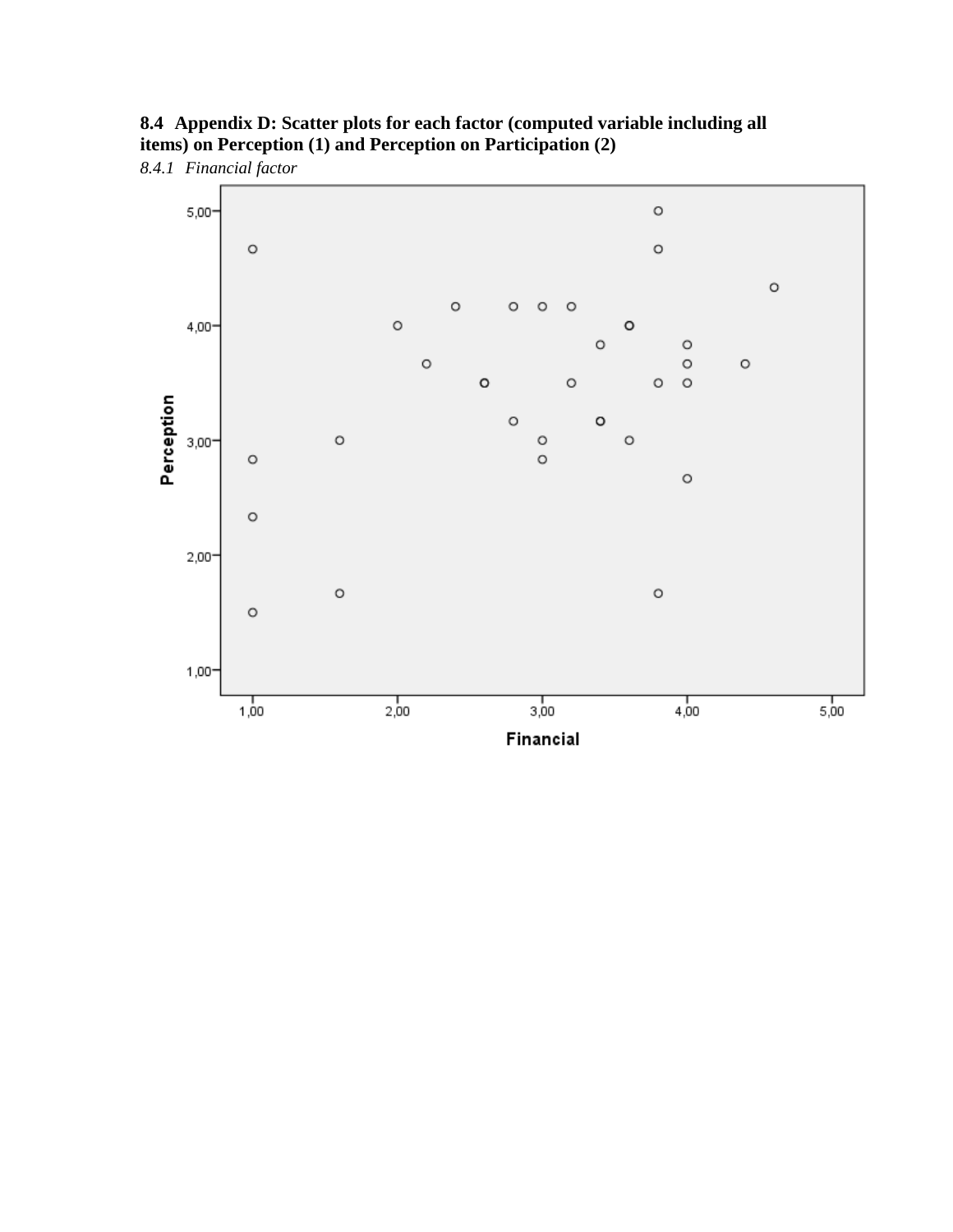## 8.4 Appendix D: Scatter plots for each factor (computed variable including all items) on Perception (1) and Perception on Participation (2)

### *8.4.1 Financial factor*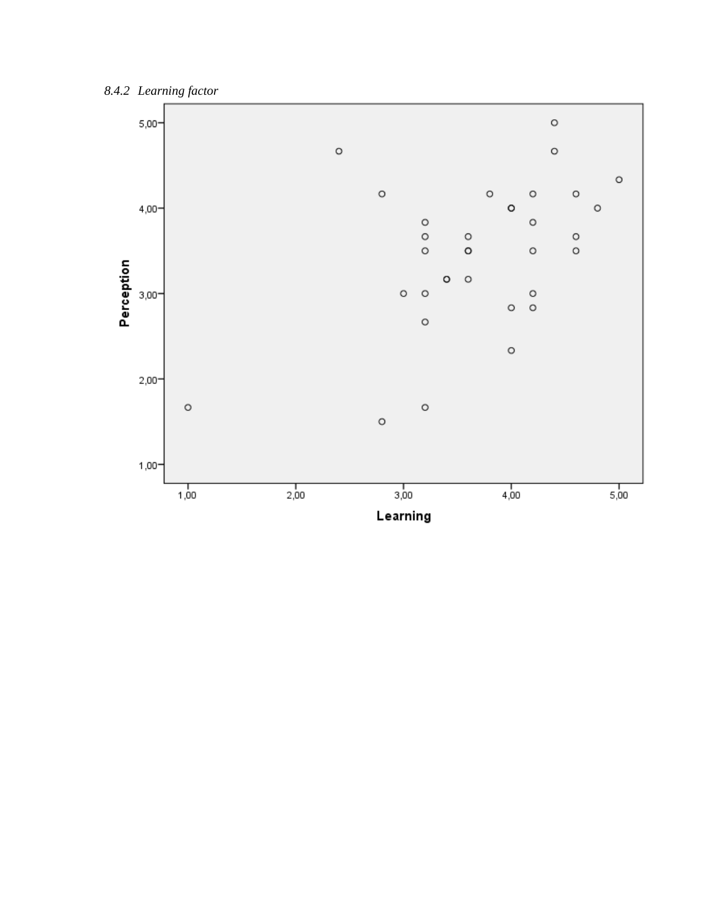### *8.4.2 Learning factor*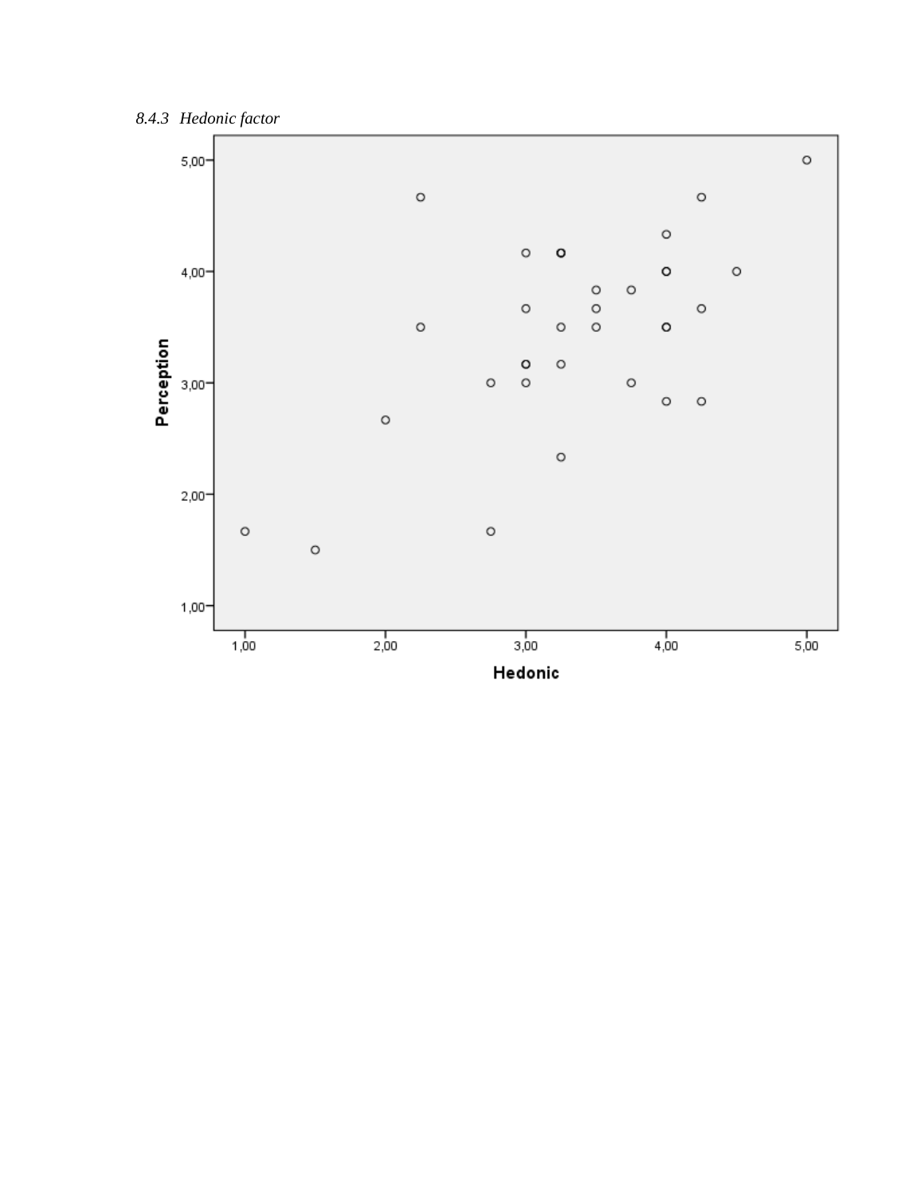### *8.4.3 Hedonic factor*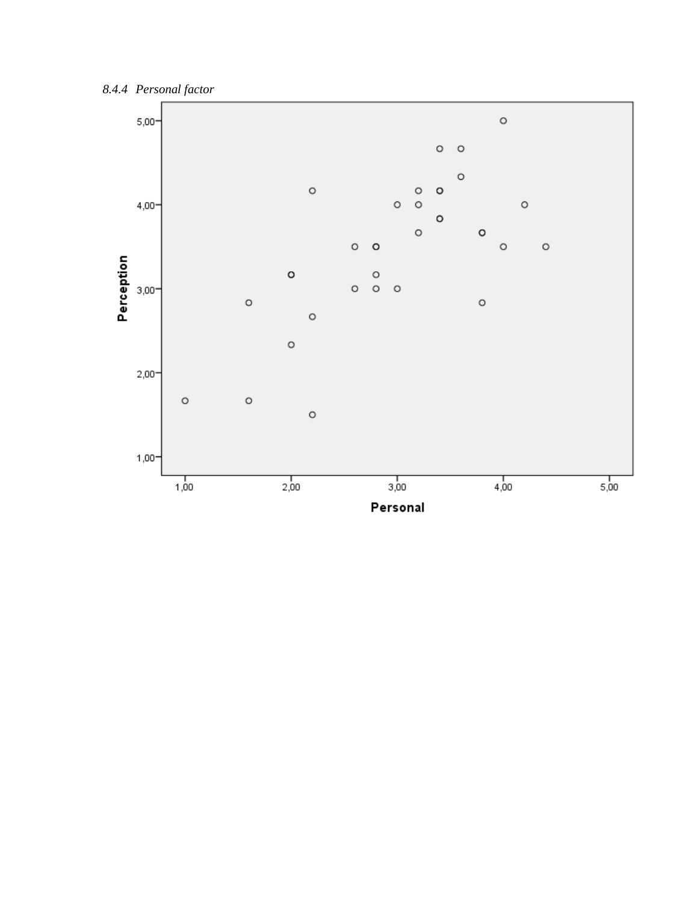*8.4.4 Personal factor*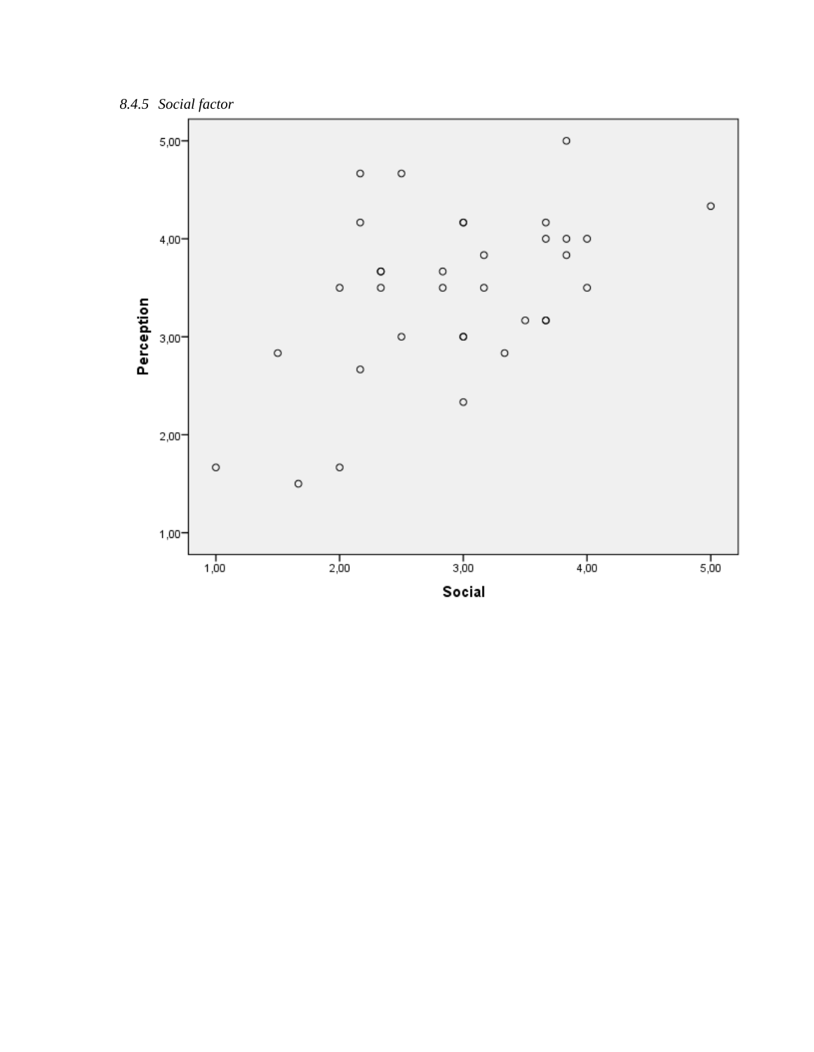### 8.4.5 Social factor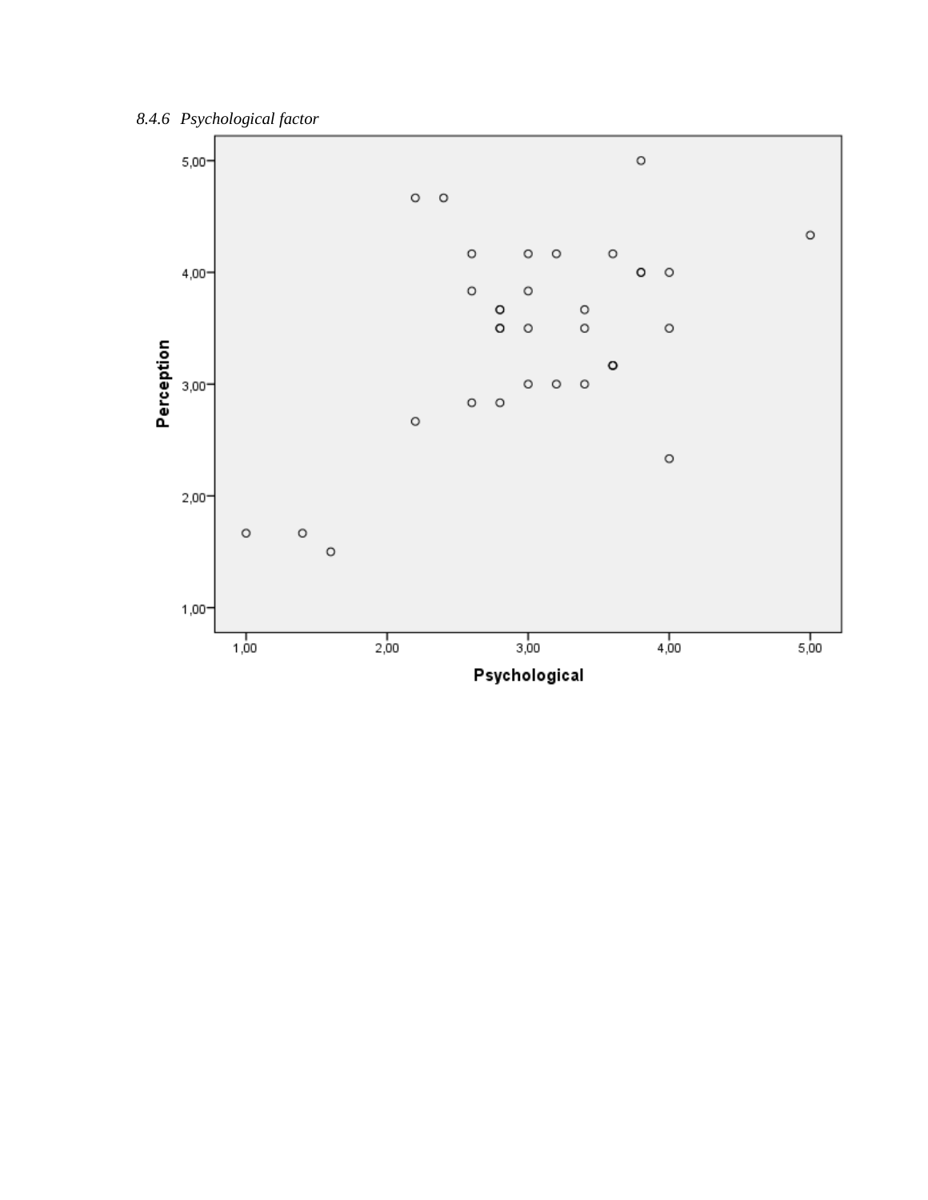*8.4.6 Psychological factor*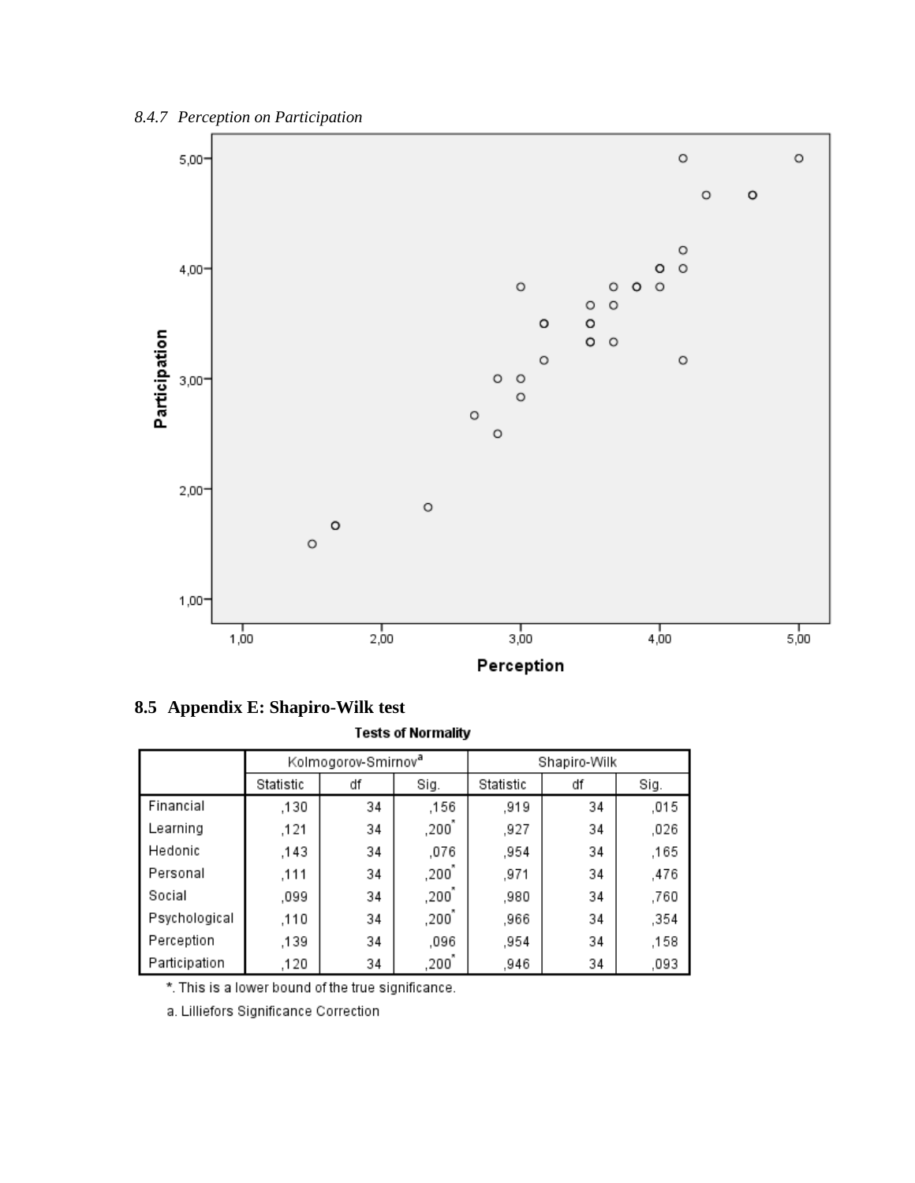*8.4.7 Perception on Participation*

5,00
4,00
3,00
2,00
1,00
Participation

1,00
2,00
3,00
4,00
5,00
Perception

## 8.5 Appendix E: Shapiro-Wilk test

**Tests of Normality**

| | Kolmogorov-Smirnov[a] | | | Shapiro-Wilk | | |
|---|---|---|---|---|---|---|
| | Statistic | df | Sig. | Statistic | df | Sig. |
| Financial | ,130 | 34 | ,156 | ,919 | 34 | ,015 |
| Learning | ,121 | 34 | ,200* | ,927 | 34 | ,026 |
| Hedonic | ,143 | 34 | ,076 | ,954 | 34 | ,165 |
| Personal | ,111 | 34 | ,200* | ,971 | 34 | ,476 |
| Social | ,099 | 34 | ,200* | ,980 | 34 | ,760 |
| Psychological | ,110 | 34 | ,200* | ,966 | 34 | ,354 |
| Perception | ,139 | 34 | ,096 | ,954 | 34 | ,158 |
| Participation | ,120 | 34 | ,200* | ,946 | 34 | ,093 |

*. This is a lower bound of the true significance.

a. Lilliefors Significance Correction